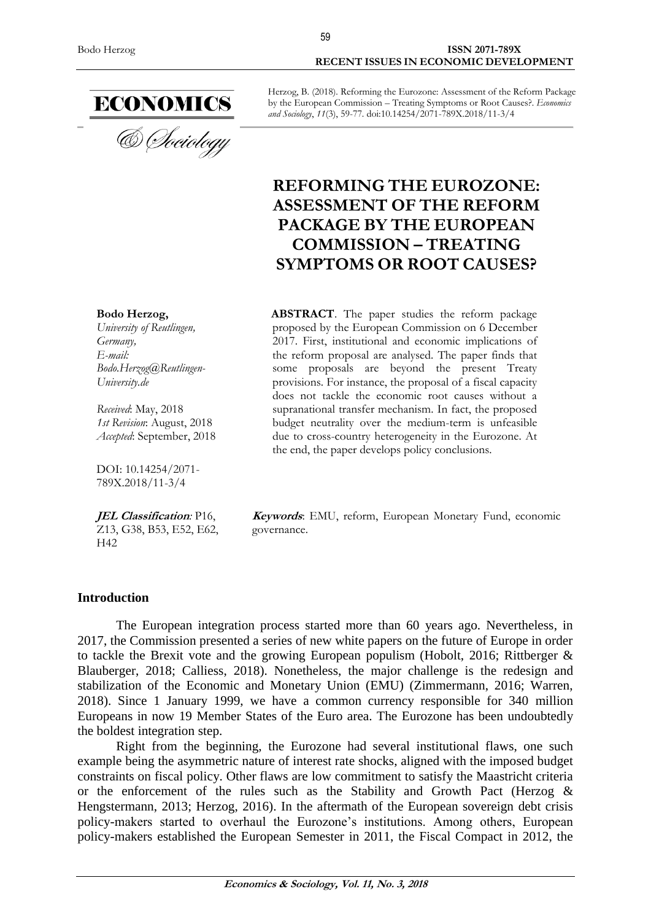Herzog, B. (2018). Reforming the Eurozone: Assessment of the Reform Package by the European Commission – Treating Symptoms or Root Causes?. *Economics and Sociology*, *11*(3), 59-77. doi:10.14254/2071-789X.2018/11-3/4

# REFORMING THE EUROZONE: ASSESSMENT OF THE REFORM PACKAGE BY THE EUROPEAN COMMISSION – TREATING SYMPTOMS OR ROOT CAUSES?

**Bodo Herzog,**
*University of Reutlingen, Germany,*
*E-mail: Bodo.Herzog@Reutlingen-University.de*

*Received*: May, 2018
*1st Revision*: August, 2018
*Accepted*: September, 2018

DOI: 10.14254/2071-789X.2018/11-3/4

***JEL Classification****:* P16, Z13, G38, B53, E52, E62, H42

**ABSTRACT**. The paper studies the reform package proposed by the European Commission on 6 December 2017. First, institutional and economic implications of the reform proposal are analysed. The paper finds that some proposals are beyond the present Treaty provisions. For instance, the proposal of a fiscal capacity does not tackle the economic root causes without a supranational transfer mechanism. In fact, the proposed budget neutrality over the medium-term is unfeasible due to cross-country heterogeneity in the Eurozone. At the end, the paper develops policy conclusions.

***Keywords***: EMU, reform, European Monetary Fund, economic governance.

## Introduction

The European integration process started more than 60 years ago. Nevertheless, in 2017, the Commission presented a series of new white papers on the future of Europe in order to tackle the Brexit vote and the growing European populism (Hobolt, 2016; Rittberger & Blauberger, 2018; Calliess, 2018). Nonetheless, the major challenge is the redesign and stabilization of the Economic and Monetary Union (EMU) (Zimmermann, 2016; Warren, 2018). Since 1 January 1999, we have a common currency responsible for 340 million Europeans in now 19 Member States of the Euro area. The Eurozone has been undoubtedly the boldest integration step.

Right from the beginning, the Eurozone had several institutional flaws, one such example being the asymmetric nature of interest rate shocks, aligned with the imposed budget constraints on fiscal policy. Other flaws are low commitment to satisfy the Maastricht criteria or the enforcement of the rules such as the Stability and Growth Pact (Herzog & Hengstermann, 2013; Herzog, 2016). In the aftermath of the European sovereign debt crisis policy-makers started to overhaul the Eurozone's institutions. Among others, European policy-makers established the European Semester in 2011, the Fiscal Compact in 2012, the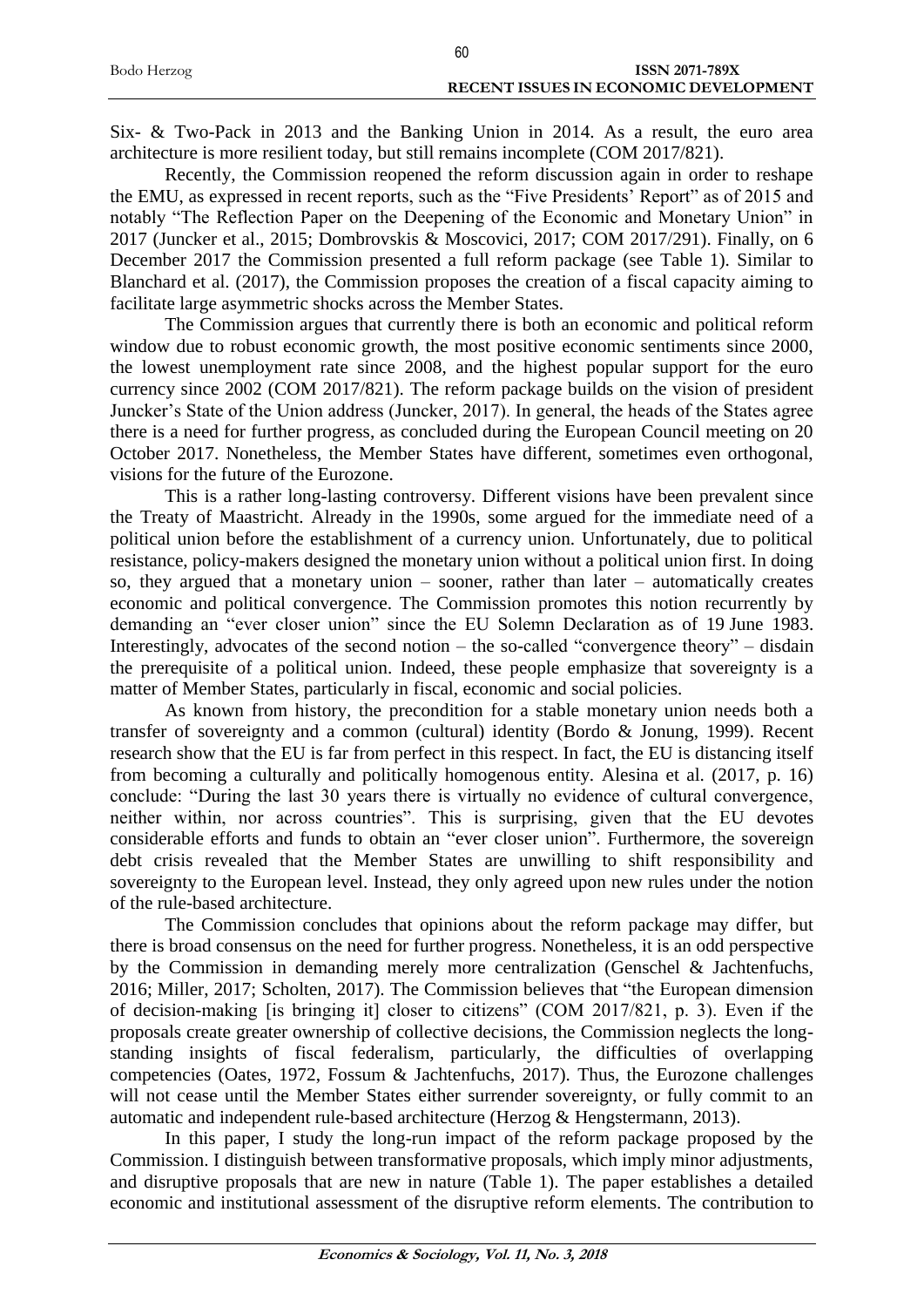Six- & Two-Pack in 2013 and the Banking Union in 2014. As a result, the euro area architecture is more resilient today, but still remains incomplete (COM 2017/821).

Recently, the Commission reopened the reform discussion again in order to reshape the EMU, as expressed in recent reports, such as the "Five Presidents' Report" as of 2015 and notably "The Reflection Paper on the Deepening of the Economic and Monetary Union" in 2017 (Juncker et al., 2015; Dombrovskis & Moscovici, 2017; COM 2017/291). Finally, on 6 December 2017 the Commission presented a full reform package (see Table 1). Similar to Blanchard et al. (2017), the Commission proposes the creation of a fiscal capacity aiming to facilitate large asymmetric shocks across the Member States.

The Commission argues that currently there is both an economic and political reform window due to robust economic growth, the most positive economic sentiments since 2000, the lowest unemployment rate since 2008, and the highest popular support for the euro currency since 2002 (COM 2017/821). The reform package builds on the vision of president Juncker's State of the Union address (Juncker, 2017). In general, the heads of the States agree there is a need for further progress, as concluded during the European Council meeting on 20 October 2017. Nonetheless, the Member States have different, sometimes even orthogonal, visions for the future of the Eurozone.

This is a rather long-lasting controversy. Different visions have been prevalent since the Treaty of Maastricht. Already in the 1990s, some argued for the immediate need of a political union before the establishment of a currency union. Unfortunately, due to political resistance, policy-makers designed the monetary union without a political union first. In doing so, they argued that a monetary union – sooner, rather than later – automatically creates economic and political convergence. The Commission promotes this notion recurrently by demanding an "ever closer union" since the EU Solemn Declaration as of 19 June 1983. Interestingly, advocates of the second notion – the so-called "convergence theory" – disdain the prerequisite of a political union. Indeed, these people emphasize that sovereignty is a matter of Member States, particularly in fiscal, economic and social policies.

As known from history, the precondition for a stable monetary union needs both a transfer of sovereignty and a common (cultural) identity (Bordo & Jonung, 1999). Recent research show that the EU is far from perfect in this respect. In fact, the EU is distancing itself from becoming a culturally and politically homogenous entity. Alesina et al. (2017, p. 16) conclude: "During the last 30 years there is virtually no evidence of cultural convergence, neither within, nor across countries". This is surprising, given that the EU devotes considerable efforts and funds to obtain an "ever closer union". Furthermore, the sovereign debt crisis revealed that the Member States are unwilling to shift responsibility and sovereignty to the European level. Instead, they only agreed upon new rules under the notion of the rule-based architecture.

The Commission concludes that opinions about the reform package may differ, but there is broad consensus on the need for further progress. Nonetheless, it is an odd perspective by the Commission in demanding merely more centralization (Genschel & Jachtenfuchs, 2016; Miller, 2017; Scholten, 2017). The Commission believes that "the European dimension of decision-making [is bringing it] closer to citizens" (COM 2017/821, p. 3). Even if the proposals create greater ownership of collective decisions, the Commission neglects the long-standing insights of fiscal federalism, particularly, the difficulties of overlapping competencies (Oates, 1972, Fossum & Jachtenfuchs, 2017). Thus, the Eurozone challenges will not cease until the Member States either surrender sovereignty, or fully commit to an automatic and independent rule-based architecture (Herzog & Hengstermann, 2013).

In this paper, I study the long-run impact of the reform package proposed by the Commission. I distinguish between transformative proposals, which imply minor adjustments, and disruptive proposals that are new in nature (Table 1). The paper establishes a detailed economic and institutional assessment of the disruptive reform elements. The contribution to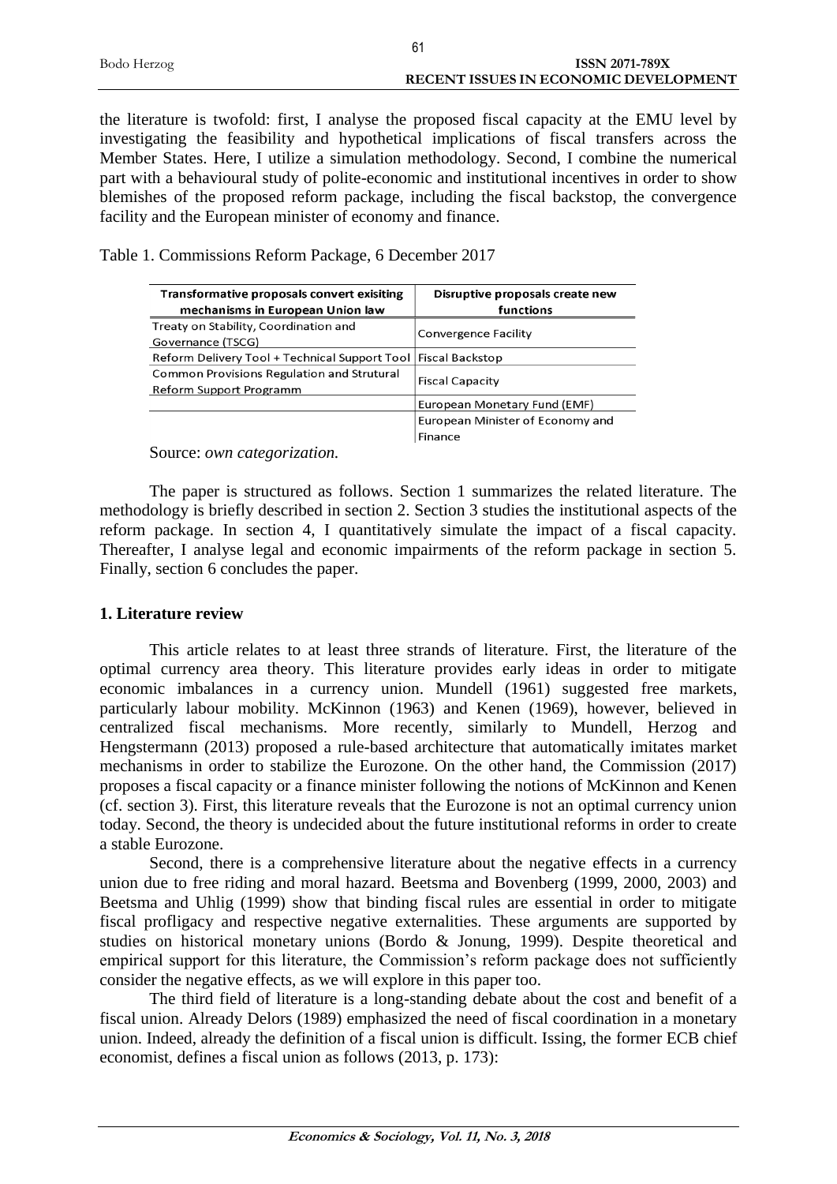the literature is twofold: first, I analyse the proposed fiscal capacity at the EMU level by investigating the feasibility and hypothetical implications of fiscal transfers across the Member States. Here, I utilize a simulation methodology. Second, I combine the numerical part with a behavioural study of polite-economic and institutional incentives in order to show blemishes of the proposed reform package, including the fiscal backstop, the convergence facility and the European minister of economy and finance.

Table 1. Commissions Reform Package, 6 December 2017

| Transformative proposals convert exisiting mechanisms in European Union law | Disruptive proposals create new functions |
|---|---|
| Treaty on Stability, Coordination and Governance (TSCG) | Convergence Facility |
| Reform Delivery Tool + Technical Support Tool | Fiscal Backstop |
| Common Provisions Regulation and Strutural Reform Support Programm | Fiscal Capacity |
| | European Monetary Fund (EMF) |
| | European Minister of Economy and Finance |

Source: *own categorization.*

The paper is structured as follows. Section 1 summarizes the related literature. The methodology is briefly described in section 2. Section 3 studies the institutional aspects of the reform package. In section 4, I quantitatively simulate the impact of a fiscal capacity. Thereafter, I analyse legal and economic impairments of the reform package in section 5. Finally, section 6 concludes the paper.

## 1. Literature review

This article relates to at least three strands of literature. First, the literature of the optimal currency area theory. This literature provides early ideas in order to mitigate economic imbalances in a currency union. Mundell (1961) suggested free markets, particularly labour mobility. McKinnon (1963) and Kenen (1969), however, believed in centralized fiscal mechanisms. More recently, similarly to Mundell, Herzog and Hengstermann (2013) proposed a rule-based architecture that automatically imitates market mechanisms in order to stabilize the Eurozone. On the other hand, the Commission (2017) proposes a fiscal capacity or a finance minister following the notions of McKinnon and Kenen (cf. section 3). First, this literature reveals that the Eurozone is not an optimal currency union today. Second, the theory is undecided about the future institutional reforms in order to create a stable Eurozone.

Second, there is a comprehensive literature about the negative effects in a currency union due to free riding and moral hazard. Beetsma and Bovenberg (1999, 2000, 2003) and Beetsma and Uhlig (1999) show that binding fiscal rules are essential in order to mitigate fiscal profligacy and respective negative externalities. These arguments are supported by studies on historical monetary unions (Bordo & Jonung, 1999). Despite theoretical and empirical support for this literature, the Commission's reform package does not sufficiently consider the negative effects, as we will explore in this paper too.

The third field of literature is a long-standing debate about the cost and benefit of a fiscal union. Already Delors (1989) emphasized the need of fiscal coordination in a monetary union. Indeed, already the definition of a fiscal union is difficult. Issing, the former ECB chief economist, defines a fiscal union as follows (2013, p. 173):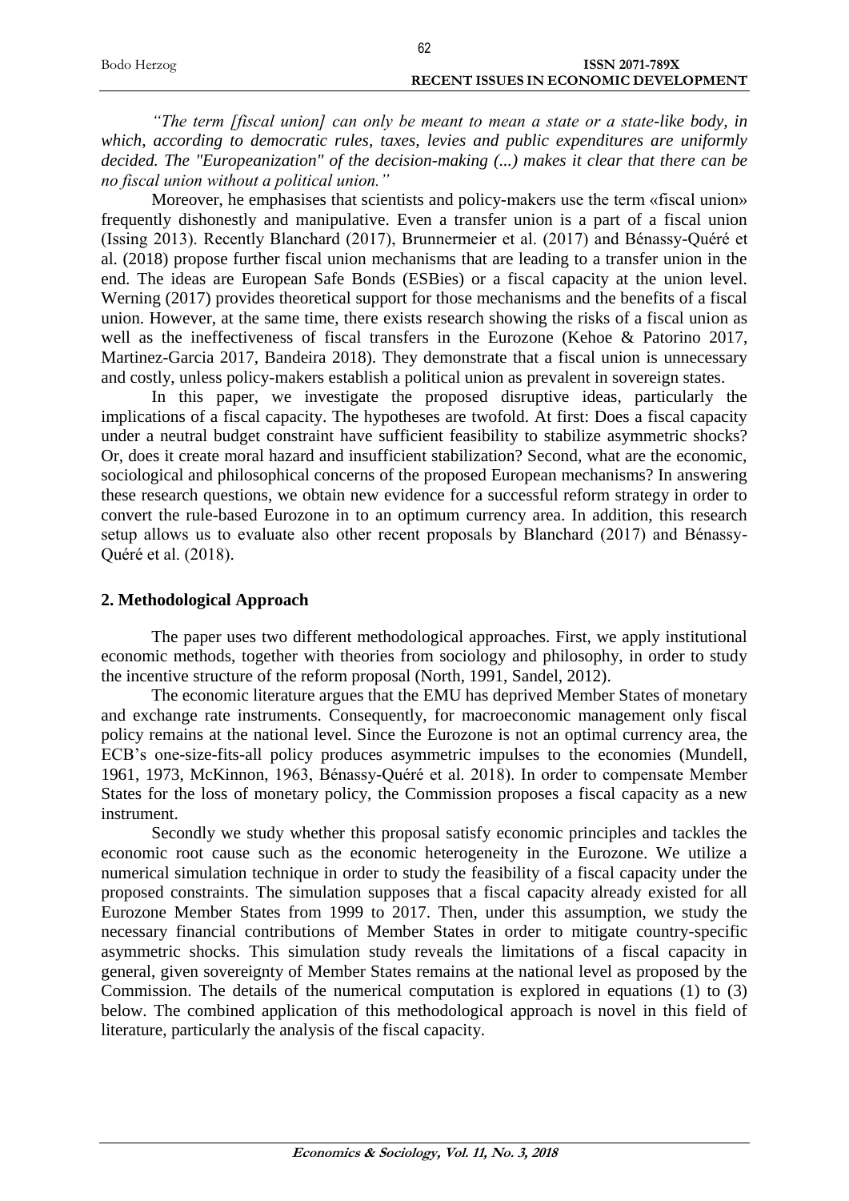*"The term [fiscal union] can only be meant to mean a state or a state-like body, in which, according to democratic rules, taxes, levies and public expenditures are uniformly decided. The "Europeanization" of the decision-making (...) makes it clear that there can be no fiscal union without a political union."*

Moreover, he emphasises that scientists and policy-makers use the term «fiscal union» frequently dishonestly and manipulative. Even a transfer union is a part of a fiscal union (Issing 2013). Recently Blanchard (2017), Brunnermeier et al. (2017) and Bénassy-Quéré et al. (2018) propose further fiscal union mechanisms that are leading to a transfer union in the end. The ideas are European Safe Bonds (ESBies) or a fiscal capacity at the union level. Werning (2017) provides theoretical support for those mechanisms and the benefits of a fiscal union. However, at the same time, there exists research showing the risks of a fiscal union as well as the ineffectiveness of fiscal transfers in the Eurozone (Kehoe & Patorino 2017, Martinez-Garcia 2017, Bandeira 2018). They demonstrate that a fiscal union is unnecessary and costly, unless policy-makers establish a political union as prevalent in sovereign states.

In this paper, we investigate the proposed disruptive ideas, particularly the implications of a fiscal capacity. The hypotheses are twofold. At first: Does a fiscal capacity under a neutral budget constraint have sufficient feasibility to stabilize asymmetric shocks? Or, does it create moral hazard and insufficient stabilization? Second, what are the economic, sociological and philosophical concerns of the proposed European mechanisms? In answering these research questions, we obtain new evidence for a successful reform strategy in order to convert the rule-based Eurozone in to an optimum currency area. In addition, this research setup allows us to evaluate also other recent proposals by Blanchard (2017) and Bénassy-Quéré et al. (2018).

## 2. Methodological Approach

The paper uses two different methodological approaches. First, we apply institutional economic methods, together with theories from sociology and philosophy, in order to study the incentive structure of the reform proposal (North, 1991, Sandel, 2012).

The economic literature argues that the EMU has deprived Member States of monetary and exchange rate instruments. Consequently, for macroeconomic management only fiscal policy remains at the national level. Since the Eurozone is not an optimal currency area, the ECB's one-size-fits-all policy produces asymmetric impulses to the economies (Mundell, 1961, 1973, McKinnon, 1963, Bénassy-Quéré et al. 2018). In order to compensate Member States for the loss of monetary policy, the Commission proposes a fiscal capacity as a new instrument.

Secondly we study whether this proposal satisfy economic principles and tackles the economic root cause such as the economic heterogeneity in the Eurozone. We utilize a numerical simulation technique in order to study the feasibility of a fiscal capacity under the proposed constraints. The simulation supposes that a fiscal capacity already existed for all Eurozone Member States from 1999 to 2017. Then, under this assumption, we study the necessary financial contributions of Member States in order to mitigate country-specific asymmetric shocks. This simulation study reveals the limitations of a fiscal capacity in general, given sovereignty of Member States remains at the national level as proposed by the Commission. The details of the numerical computation is explored in equations (1) to (3) below. The combined application of this methodological approach is novel in this field of literature, particularly the analysis of the fiscal capacity.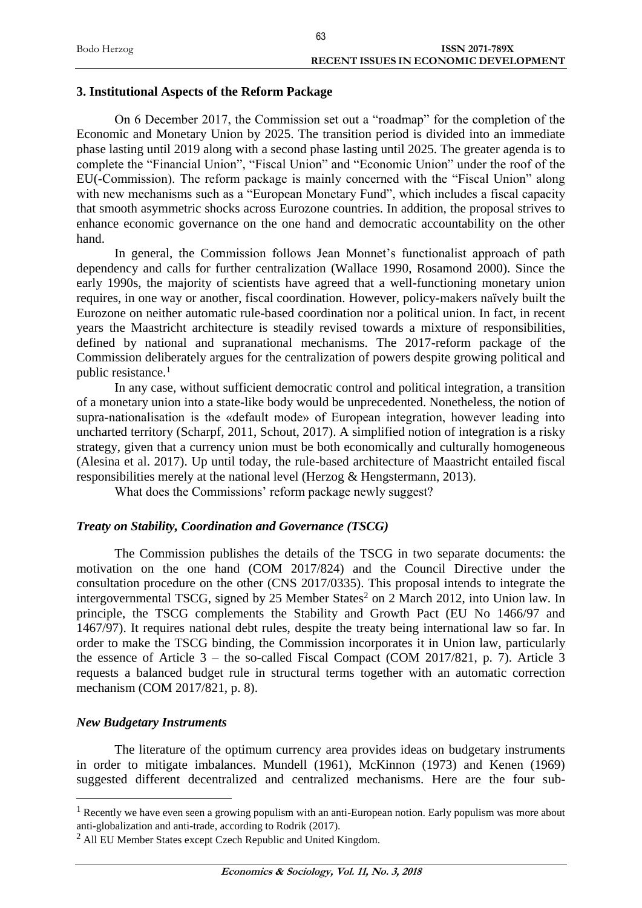## 3. Institutional Aspects of the Reform Package

On 6 December 2017, the Commission set out a "roadmap" for the completion of the Economic and Monetary Union by 2025. The transition period is divided into an immediate phase lasting until 2019 along with a second phase lasting until 2025. The greater agenda is to complete the "Financial Union", "Fiscal Union" and "Economic Union" under the roof of the EU(-Commission). The reform package is mainly concerned with the "Fiscal Union" along with new mechanisms such as a "European Monetary Fund", which includes a fiscal capacity that smooth asymmetric shocks across Eurozone countries. In addition, the proposal strives to enhance economic governance on the one hand and democratic accountability on the other hand.

In general, the Commission follows Jean Monnet's functionalist approach of path dependency and calls for further centralization (Wallace 1990, Rosamond 2000). Since the early 1990s, the majority of scientists have agreed that a well-functioning monetary union requires, in one way or another, fiscal coordination. However, policy-makers naïvely built the Eurozone on neither automatic rule-based coordination nor a political union. In fact, in recent years the Maastricht architecture is steadily revised towards a mixture of responsibilities, defined by national and supranational mechanisms. The 2017-reform package of the Commission deliberately argues for the centralization of powers despite growing political and public resistance.[1]

In any case, without sufficient democratic control and political integration, a transition of a monetary union into a state-like body would be unprecedented. Nonetheless, the notion of supra-nationalisation is the «default mode» of European integration, however leading into uncharted territory (Scharpf, 2011, Schout, 2017). A simplified notion of integration is a risky strategy, given that a currency union must be both economically and culturally homogeneous (Alesina et al. 2017). Up until today, the rule-based architecture of Maastricht entailed fiscal responsibilities merely at the national level (Herzog & Hengstermann, 2013).

What does the Commissions' reform package newly suggest?

### *Treaty on Stability, Coordination and Governance (TSCG)*

The Commission publishes the details of the TSCG in two separate documents: the motivation on the one hand (COM 2017/824) and the Council Directive under the consultation procedure on the other (CNS 2017/0335). This proposal intends to integrate the intergovernmental TSCG, signed by 25 Member States[2] on 2 March 2012, into Union law. In principle, the TSCG complements the Stability and Growth Pact (EU No 1466/97 and 1467/97). It requires national debt rules, despite the treaty being international law so far. In order to make the TSCG binding, the Commission incorporates it in Union law, particularly the essence of Article 3 – the so-called Fiscal Compact (COM 2017/821, p. 7). Article 3 requests a balanced budget rule in structural terms together with an automatic correction mechanism (COM 2017/821, p. 8).

### *New Budgetary Instruments*

The literature of the optimum currency area provides ideas on budgetary instruments in order to mitigate imbalances. Mundell (1961), McKinnon (1973) and Kenen (1969) suggested different decentralized and centralized mechanisms. Here are the four sub-

---

[1] Recently we have even seen a growing populism with an anti-European notion. Early populism was more about anti-globalization and anti-trade, according to Rodrik (2017).

[2] All EU Member States except Czech Republic and United Kingdom.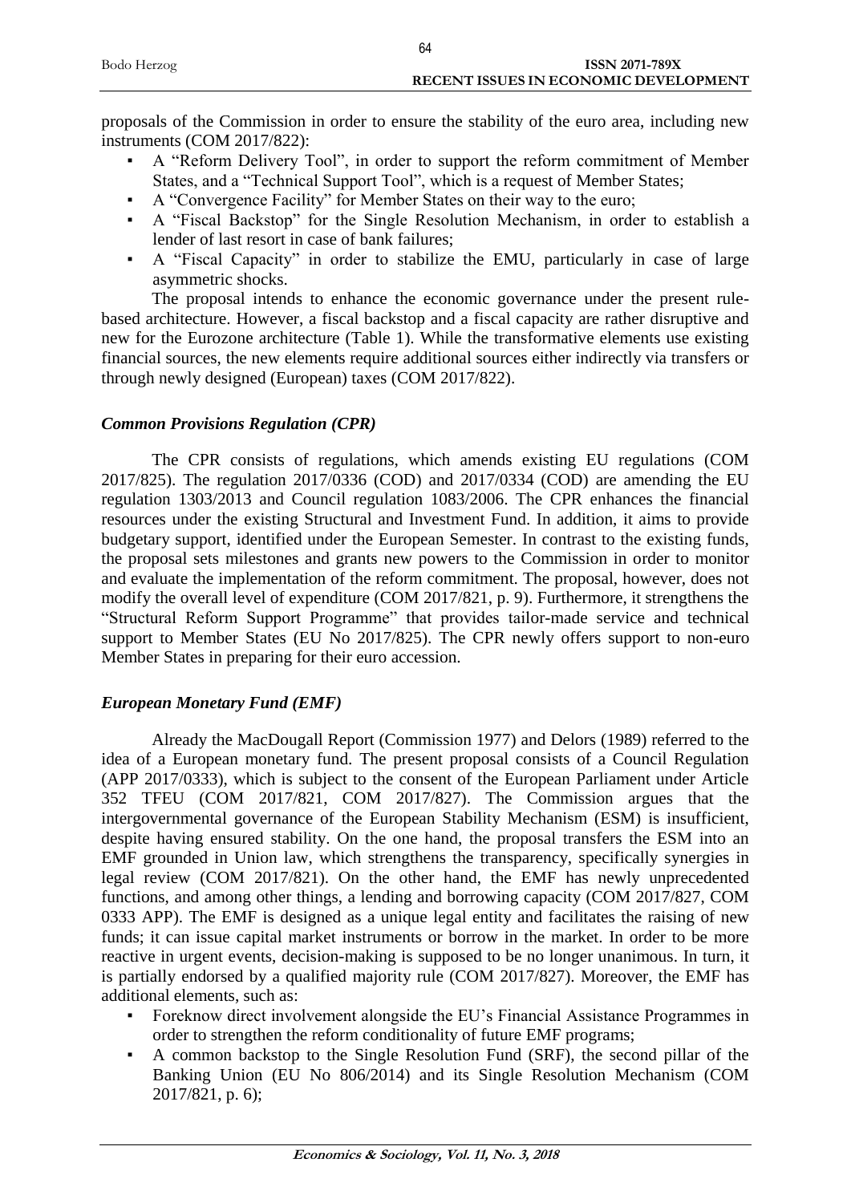proposals of the Commission in order to ensure the stability of the euro area, including new instruments (COM 2017/822):

- A "Reform Delivery Tool", in order to support the reform commitment of Member States, and a "Technical Support Tool", which is a request of Member States;
- A "Convergence Facility" for Member States on their way to the euro;
- A "Fiscal Backstop" for the Single Resolution Mechanism, in order to establish a lender of last resort in case of bank failures;
- A "Fiscal Capacity" in order to stabilize the EMU, particularly in case of large asymmetric shocks.

The proposal intends to enhance the economic governance under the present rule-based architecture. However, a fiscal backstop and a fiscal capacity are rather disruptive and new for the Eurozone architecture (Table 1). While the transformative elements use existing financial sources, the new elements require additional sources either indirectly via transfers or through newly designed (European) taxes (COM 2017/822).

### *Common Provisions Regulation (CPR)*

The CPR consists of regulations, which amends existing EU regulations (COM 2017/825). The regulation 2017/0336 (COD) and 2017/0334 (COD) are amending the EU regulation 1303/2013 and Council regulation 1083/2006. The CPR enhances the financial resources under the existing Structural and Investment Fund. In addition, it aims to provide budgetary support, identified under the European Semester. In contrast to the existing funds, the proposal sets milestones and grants new powers to the Commission in order to monitor and evaluate the implementation of the reform commitment. The proposal, however, does not modify the overall level of expenditure (COM 2017/821, p. 9). Furthermore, it strengthens the "Structural Reform Support Programme" that provides tailor-made service and technical support to Member States (EU No 2017/825). The CPR newly offers support to non-euro Member States in preparing for their euro accession.

### *European Monetary Fund (EMF)*

Already the MacDougall Report (Commission 1977) and Delors (1989) referred to the idea of a European monetary fund. The present proposal consists of a Council Regulation (APP 2017/0333), which is subject to the consent of the European Parliament under Article 352 TFEU (COM 2017/821, COM 2017/827). The Commission argues that the intergovernmental governance of the European Stability Mechanism (ESM) is insufficient, despite having ensured stability. On the one hand, the proposal transfers the ESM into an EMF grounded in Union law, which strengthens the transparency, specifically synergies in legal review (COM 2017/821). On the other hand, the EMF has newly unprecedented functions, and among other things, a lending and borrowing capacity (COM 2017/827, COM 0333 APP). The EMF is designed as a unique legal entity and facilitates the raising of new funds; it can issue capital market instruments or borrow in the market. In order to be more reactive in urgent events, decision-making is supposed to be no longer unanimous. In turn, it is partially endorsed by a qualified majority rule (COM 2017/827). Moreover, the EMF has additional elements, such as:

- Foreknow direct involvement alongside the EU's Financial Assistance Programmes in order to strengthen the reform conditionality of future EMF programs;
- A common backstop to the Single Resolution Fund (SRF), the second pillar of the Banking Union (EU No 806/2014) and its Single Resolution Mechanism (COM 2017/821, p. 6);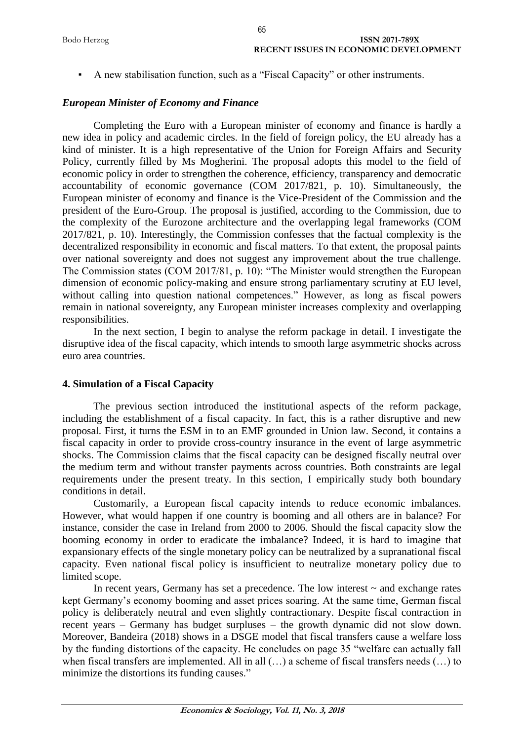- A new stabilisation function, such as a "Fiscal Capacity" or other instruments.

### *European Minister of Economy and Finance*

Completing the Euro with a European minister of economy and finance is hardly a new idea in policy and academic circles. In the field of foreign policy, the EU already has a kind of minister. It is a high representative of the Union for Foreign Affairs and Security Policy, currently filled by Ms Mogherini. The proposal adopts this model to the field of economic policy in order to strengthen the coherence, efficiency, transparency and democratic accountability of economic governance (COM 2017/821, p. 10). Simultaneously, the European minister of economy and finance is the Vice-President of the Commission and the president of the Euro-Group. The proposal is justified, according to the Commission, due to the complexity of the Eurozone architecture and the overlapping legal frameworks (COM 2017/821, p. 10). Interestingly, the Commission confesses that the factual complexity is the decentralized responsibility in economic and fiscal matters. To that extent, the proposal paints over national sovereignty and does not suggest any improvement about the true challenge. The Commission states (COM 2017/81, p. 10): "The Minister would strengthen the European dimension of economic policy-making and ensure strong parliamentary scrutiny at EU level, without calling into question national competences." However, as long as fiscal powers remain in national sovereignty, any European minister increases complexity and overlapping responsibilities.

In the next section, I begin to analyse the reform package in detail. I investigate the disruptive idea of the fiscal capacity, which intends to smooth large asymmetric shocks across euro area countries.

## 4. Simulation of a Fiscal Capacity

The previous section introduced the institutional aspects of the reform package, including the establishment of a fiscal capacity. In fact, this is a rather disruptive and new proposal. First, it turns the ESM in to an EMF grounded in Union law. Second, it contains a fiscal capacity in order to provide cross-country insurance in the event of large asymmetric shocks. The Commission claims that the fiscal capacity can be designed fiscally neutral over the medium term and without transfer payments across countries. Both constraints are legal requirements under the present treaty. In this section, I empirically study both boundary conditions in detail.

Customarily, a European fiscal capacity intends to reduce economic imbalances. However, what would happen if one country is booming and all others are in balance? For instance, consider the case in Ireland from 2000 to 2006. Should the fiscal capacity slow the booming economy in order to eradicate the imbalance? Indeed, it is hard to imagine that expansionary effects of the single monetary policy can be neutralized by a supranational fiscal capacity. Even national fiscal policy is insufficient to neutralize monetary policy due to limited scope.

In recent years, Germany has set a precedence. The low interest ~ and exchange rates kept Germany's economy booming and asset prices soaring. At the same time, German fiscal policy is deliberately neutral and even slightly contractionary. Despite fiscal contraction in recent years – Germany has budget surpluses – the growth dynamic did not slow down. Moreover, Bandeira (2018) shows in a DSGE model that fiscal transfers cause a welfare loss by the funding distortions of the capacity. He concludes on page 35 "welfare can actually fall when fiscal transfers are implemented. All in all (…) a scheme of fiscal transfers needs (…) to minimize the distortions its funding causes."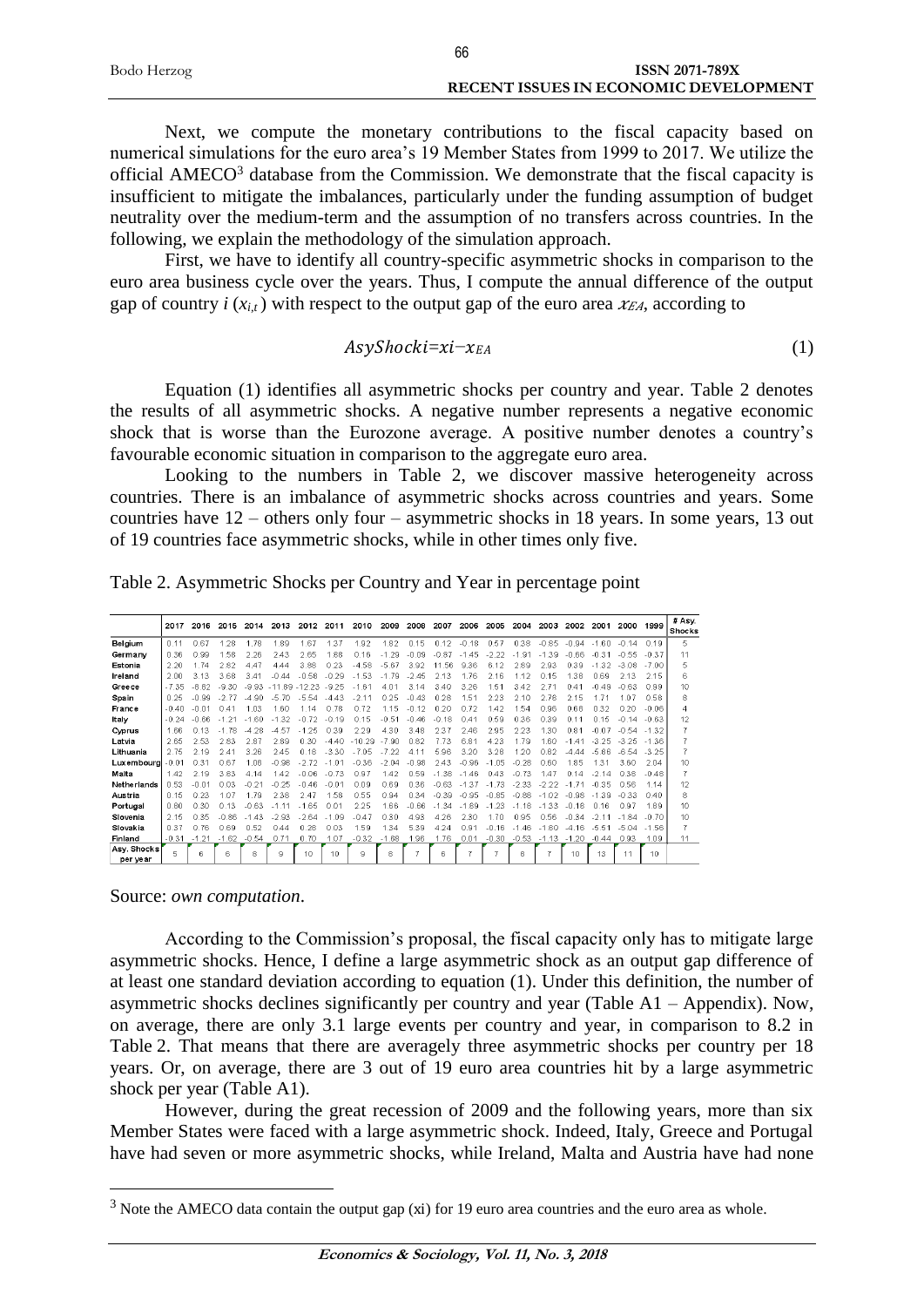Next, we compute the monetary contributions to the fiscal capacity based on numerical simulations for the euro area's 19 Member States from 1999 to 2017. We utilize the official AMECO[3] database from the Commission. We demonstrate that the fiscal capacity is insufficient to mitigate the imbalances, particularly under the funding assumption of budget neutrality over the medium-term and the assumption of no transfers across countries. In the following, we explain the methodology of the simulation approach.

First, we have to identify all country-specific asymmetric shocks in comparison to the euro area business cycle over the years. Thus, I compute the annual difference of the output gap of country $i$ ($x_{i,t}$) with respect to the output gap of the euro area $x_{EA}$, according to

$$AsyShock_i = x_i - x_{EA} \tag{1}$$

Equation (1) identifies all asymmetric shocks per country and year. Table 2 denotes the results of all asymmetric shocks. A negative number represents a negative economic shock that is worse than the Eurozone average. A positive number denotes a country's favourable economic situation in comparison to the aggregate euro area.

Looking to the numbers in Table 2, we discover massive heterogeneity across countries. There is an imbalance of asymmetric shocks across countries and years. Some countries have 12 – others only four – asymmetric shocks in 18 years. In some years, 13 out of 19 countries face asymmetric shocks, while in other times only five.

Table 2. Asymmetric Shocks per Country and Year in percentage point

| | 2017 | 2016 | 2015 | 2014 | 2013 | 2012 | 2011 | 2010 | 2009 | 2008 | 2007 | 2006 | 2005 | 2004 | 2003 | 2002 | 2001 | 2000 | 1999 | # Asy. Shocks |
|---|---|---|---|---|---|---|---|---|---|---|---|---|---|---|---|---|---|---|---|---|
| Belgium | 0.11 | 0.67 | 1.28 | 1.78 | 1.89 | 1.67 | 1.37 | 1.92 | 1.82 | 0.15 | 0.12 | -0.18 | 0.57 | 0.38 | -0.85 | -0.94 | -1.60 | -0.14 | 0.19 | 5 |
| Germany | 0.36 | 0.99 | 1.58 | 2.26 | 2.43 | 2.65 | 1.88 | 0.16 | -1.29 | -0.09 | -0.87 | -1.45 | -2.22 | -1.91 | -1.39 | -0.66 | -0.31 | -0.55 | -0.37 | 11 |
| Estonia | 2.20 | 1.74 | 2.82 | 4.47 | 4.44 | 3.88 | 0.23 | -4.58 | -5.67 | 3.92 | 11.56 | 9.36 | 6.12 | 2.89 | 2.93 | 0.39 | -1.32 | -3.08 | -7.00 | 5 |
| Ireland | 2.00 | 3.13 | 3.68 | 3.41 | -0.44 | -0.58 | -0.29 | -1.53 | -1.79 | -2.45 | 2.13 | 1.76 | 2.16 | 1.12 | 0.15 | 1.38 | 0.69 | 2.13 | 2.15 | 6 |
| Greece | -7.35 | -8.82 | -9.30 | -9.93 | -11.89 | -12.23 | -9.25 | -1.61 | 4.01 | 3.14 | 3.40 | 3.26 | 1.51 | 3.42 | 2.71 | 0.41 | -0.49 | -0.63 | 0.99 | 10 |
| Spain | 0.25 | -0.99 | -2.77 | -4.90 | -5.70 | -5.54 | -4.43 | -2.11 | 0.25 | -0.43 | 0.28 | 1.51 | 2.23 | 2.10 | 2.78 | 2.15 | 1.71 | 1.07 | 0.58 | 8 |
| France | -0.40 | -0.01 | 0.41 | 1.03 | 1.60 | 1.14 | 0.78 | 0.72 | 1.15 | -0.12 | 0.20 | 0.72 | 1.42 | 1.54 | 0.96 | 0.66 | 0.32 | 0.20 | -0.06 | 4 |
| Italy | -0.24 | -0.66 | -1.21 | -1.60 | -1.32 | -0.72 | -0.19 | 0.15 | -0.51 | -0.46 | -0.18 | 0.41 | 0.59 | 0.36 | 0.39 | 0.11 | 0.15 | -0.14 | -0.63 | 12 |
| Cyprus | 1.66 | 0.13 | -1.78 | -4.28 | -4.57 | -1.25 | 0.39 | 2.29 | 4.30 | 3.48 | 2.37 | 2.46 | 2.95 | 2.23 | 1.30 | 0.81 | -0.07 | -0.54 | -1.32 | 7 |
| Latvia | 2.65 | 2.53 | 2.63 | 2.87 | 2.89 | 0.30 | -4.40 | -10.29 | -7.90 | 0.82 | 7.73 | 6.81 | 4.23 | 1.79 | 1.60 | -1.41 | -3.25 | -3.25 | -1.36 | 7 |
| Lithuania | 2.75 | 2.19 | 2.41 | 3.26 | 2.45 | 0.18 | -3.30 | -7.05 | -7.22 | 4.11 | 5.96 | 3.20 | 3.28 | 1.20 | 0.82 | -4.44 | -5.86 | -6.54 | -3.25 | 7 |
| Luxembourg | -0.01 | 0.31 | 0.67 | 1.06 | -0.98 | -2.72 | -1.01 | -0.36 | -2.04 | -0.98 | 2.43 | -0.96 | -1.05 | -0.28 | 0.60 | 1.85 | 1.31 | 3.60 | 2.04 | 10 |
| Malta | 1.42 | 2.19 | 3.63 | 4.14 | 1.42 | -0.06 | -0.73 | 0.97 | 1.42 | 0.59 | -1.38 | -1.46 | 0.43 | -0.73 | 1.47 | 0.14 | -2.14 | 0.38 | -0.48 | 7 |
| Netherlands | 0.53 | -0.01 | 0.03 | -0.21 | -0.25 | -0.46 | -0.01 | 0.09 | 0.69 | 0.36 | -0.63 | -1.37 | -1.73 | -2.33 | -2.22 | -1.71 | -0.35 | 0.56 | 1.14 | 12 |
| Austria | 0.15 | 0.23 | 1.07 | 1.79 | 2.38 | 2.47 | 1.58 | 0.55 | 0.94 | 0.34 | -0.39 | -0.95 | -0.85 | -0.88 | -1.02 | -0.98 | -1.39 | -0.33 | 0.40 | 8 |
| Portugal | 0.80 | 0.30 | 0.13 | -0.63 | -1.11 | -1.65 | 0.01 | 2.25 | 1.66 | -0.66 | -1.34 | -1.69 | -1.23 | -1.18 | -1.33 | -0.18 | 0.16 | 0.97 | 1.89 | 10 |
| Slovenia | 2.15 | 0.35 | -0.86 | -1.43 | -2.93 | -2.64 | -1.09 | -0.47 | 0.30 | 4.93 | 4.26 | 2.30 | 1.70 | 0.95 | 0.56 | -0.34 | -2.11 | -1.84 | -0.70 | 10 |
| Slovakia | 0.37 | 0.76 | 0.69 | 0.52 | 0.44 | 0.28 | 0.03 | 1.59 | 1.34 | 5.39 | 4.24 | 0.91 | -0.16 | -1.46 | -1.80 | -4.16 | -5.51 | -5.04 | -1.56 | 7 |
| Finland | -0.31 | -1.21 | -1.62 | -0.54 | 0.71 | 0.70 | 1.07 | -0.32 | -1.68 | 1.96 | 1.76 | 0.01 | -0.30 | -0.53 | -1.13 | -1.20 | -0.44 | 0.93 | 1.09 | 11 |
| Asy. Shocks per year | 5 | 6 | 6 | 6 | 9 | 10 | 10 | 9 | 8 | 7 | 6 | 7 | 7 | 8 | 7 | 10 | 13 | 11 | 10 | |

Source: *own computation*.

According to the Commission's proposal, the fiscal capacity only has to mitigate large asymmetric shocks. Hence, I define a large asymmetric shock as an output gap difference of at least one standard deviation according to equation (1). Under this definition, the number of asymmetric shocks declines significantly per country and year (Table A1 – Appendix). Now, on average, there are only 3.1 large events per country and year, in comparison to 8.2 in Table 2. That means that there are averagely three asymmetric shocks per country per 18 years. Or, on average, there are 3 out of 19 euro area countries hit by a large asymmetric shock per year (Table A1).

However, during the great recession of 2009 and the following years, more than six Member States were faced with a large asymmetric shock. Indeed, Italy, Greece and Portugal have had seven or more asymmetric shocks, while Ireland, Malta and Austria have had none

[3] Note the AMECO data contain the output gap (xi) for 19 euro area countries and the euro area as whole.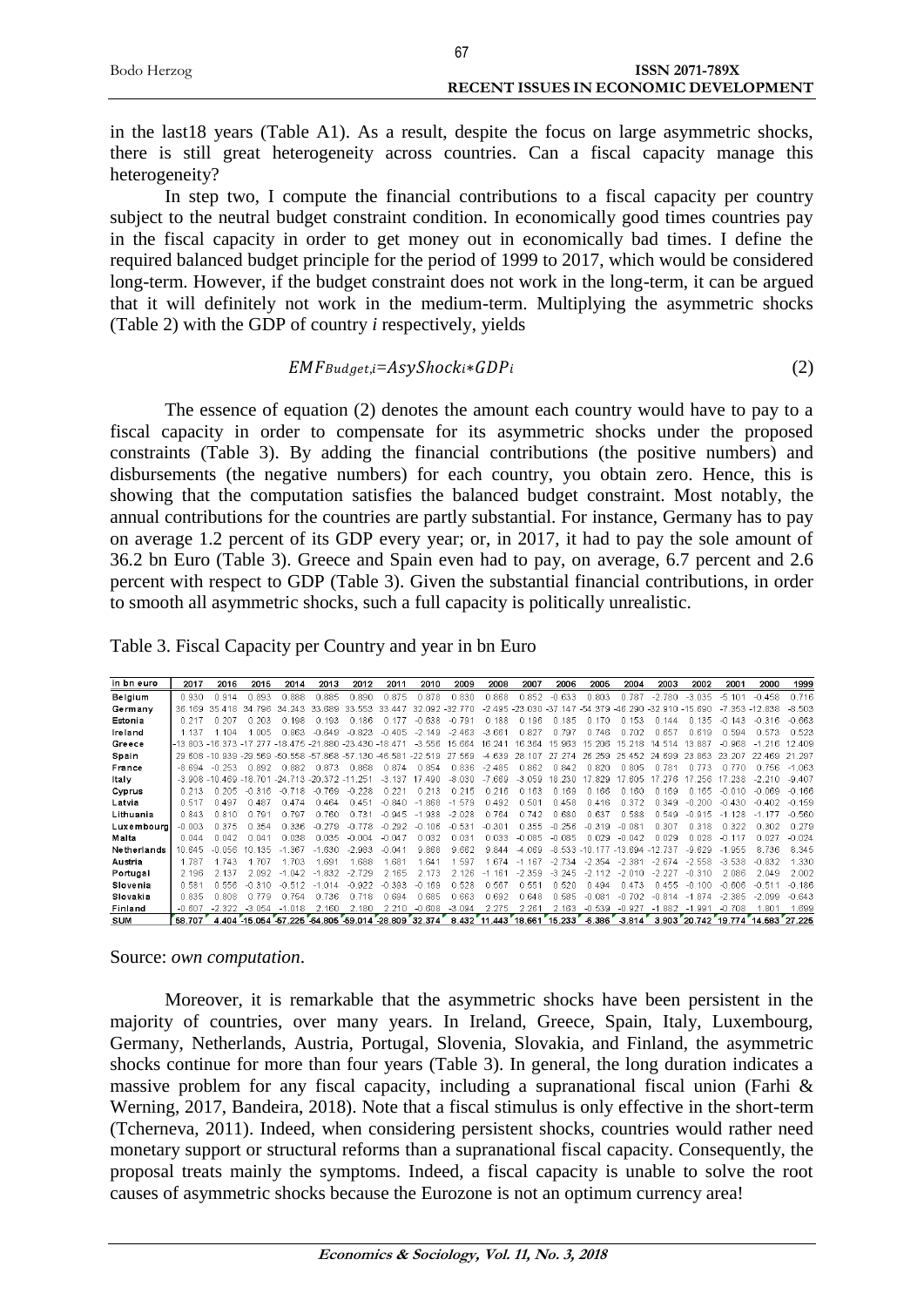in the last18 years (Table A1). As a result, despite the focus on large asymmetric shocks, there is still great heterogeneity across countries. Can a fiscal capacity manage this heterogeneity?

In step two, I compute the financial contributions to a fiscal capacity per country subject to the neutral budget constraint condition. In economically good times countries pay in the fiscal capacity in order to get money out in economically bad times. I define the required balanced budget principle for the period of 1999 to 2017, which would be considered long-term. However, if the budget constraint does not work in the long-term, it can be argued that it will definitely not work in the medium-term. Multiplying the asymmetric shocks (Table 2) with the GDP of country *i* respectively, yields

$$EMF_{Budget,i}=AsyShock_i*GDP_i \tag{2}$$

The essence of equation (2) denotes the amount each country would have to pay to a fiscal capacity in order to compensate for its asymmetric shocks under the proposed constraints (Table 3). By adding the financial contributions (the positive numbers) and disbursements (the negative numbers) for each country, you obtain zero. Hence, this is showing that the computation satisfies the balanced budget constraint. Most notably, the annual contributions for the countries are partly substantial. For instance, Germany has to pay on average 1.2 percent of its GDP every year; or, in 2017, it had to pay the sole amount of 36.2 bn Euro (Table 3). Greece and Spain even had to pay, on average, 6.7 percent and 2.6 percent with respect to GDP (Table 3). Given the substantial financial contributions, in order to smooth all asymmetric shocks, such a full capacity is politically unrealistic.

Table 3. Fiscal Capacity per Country and year in bn Euro

| in bn euro | 2017 | 2016 | 2015 | 2014 | 2013 | 2012 | 2011 | 2010 | 2009 | 2008 | 2007 | 2006 | 2005 | 2004 | 2003 | 2002 | 2001 | 2000 | 1999 |
|---|---|---|---|---|---|---|---|---|---|---|---|---|---|---|---|---|---|---|---|
| Belgium | 0.930 | 0.914 | 0.893 | 0.888 | 0.885 | 0.890 | 0.875 | 0.878 | 0.830 | 0.868 | 0.852 | -0.633 | 0.803 | 0.787 | -2.780 | -3.035 | -5.101 | -0.458 | 0.716 |
| Germany | 36.169 | 35.418 | 34.796 | 34.243 | 33.889 | 33.553 | 33.447 | 32.092 | -32.770 | -2.495 | -23.030 | -37.147 | -54.379 | -46.290 | -32.910 | -15.690 | -7.353 | -12.838 | -8.503 |
| Estonia | 0.217 | 0.207 | 0.203 | 0.198 | 0.193 | 0.186 | 0.177 | -0.638 | -0.791 | 0.188 | 0.196 | 0.185 | 0.170 | 0.153 | 0.144 | 0.135 | -0.143 | -0.316 | -0.663 |
| Ireland | 1.137 | 1.104 | 1.005 | 0.863 | -0.649 | -0.849 | -0.405 | -2.149 | -2.463 | -3.661 | 0.827 | 0.797 | 0.746 | 0.702 | 0.657 | 0.619 | 0.594 | 0.573 | 0.523 |
| Greece | -13.803 | -16.373 | -17.277 | -18.475 | -21.880 | -23.430 | -18.471 | -3.556 | 15.664 | 16.241 | 16.364 | 15.963 | 15.206 | 15.218 | 14.514 | 13.887 | -0.968 | -1.216 | 12.409 |
| Spain | 29.608 | -10.939 | -29.569 | -50.558 | -57.868 | -57.130 | -46.581 | -22.519 | 27.569 | -4.639 | 28.107 | 27.274 | 26.259 | 25.452 | 24.699 | 23.863 | 23.207 | 22.469 | 21.297 |
| France | -8.694 | -0.253 | 0.892 | 0.882 | 0.873 | 0.868 | 0.874 | 0.854 | 0.836 | -2.485 | 0.862 | 0.842 | 0.820 | 0.805 | 0.781 | 0.773 | 0.770 | 0.756 | -1.063 |
| Italy | -3.908 | -10.469 | -18.701 | -24.713 | -20.372 | -11.251 | -3.137 | 17.490 | -8.030 | -7.669 | -3.059 | 18.230 | 17.829 | 17.605 | 17.276 | 17.256 | 17.238 | -2.210 | -9.407 |
| Cyprus | 0.213 | 0.205 | -0.316 | -0.718 | -0.769 | -0.228 | 0.221 | 0.213 | 0.215 | 0.216 | 0.163 | 0.169 | 0.166 | 0.160 | 0.169 | 0.165 | -0.010 | -0.069 | -0.166 |
| Latvia | 0.517 | 0.497 | 0.487 | 0.474 | 0.464 | 0.451 | -0.840 | -1.868 | -1.579 | 0.492 | 0.501 | 0.458 | 0.416 | 0.372 | 0.349 | -0.200 | -0.430 | -0.402 | -0.159 |
| Lithuania | 0.843 | 0.810 | 0.791 | 0.767 | 0.760 | 0.731 | -0.945 | -1.938 | -2.028 | 0.764 | 0.742 | 0.680 | 0.637 | 0.588 | 0.549 | -0.915 | -1.128 | -1.177 | -0.560 |
| Luxembourg | -0.003 | 0.375 | 0.354 | 0.336 | -0.279 | -0.778 | -0.292 | -0.106 | -0.531 | -0.301 | 0.355 | -0.256 | -0.319 | -0.081 | 0.307 | 0.318 | 0.322 | 0.302 | 0.279 |
| Malta | 0.044 | 0.042 | 0.041 | 0.038 | 0.035 | -0.004 | -0.047 | 0.032 | 0.031 | 0.033 | -0.085 | -0.085 | 0.029 | -0.042 | 0.029 | 0.028 | -0.117 | 0.027 | -0.024 |
| Netherlands | 10.645 | -0.056 | 10.135 | -1.367 | -1.630 | -2.983 | -0.041 | 9.888 | 9.662 | 9.844 | -4.069 | -8.533 | -10.177 | -13.694 | -12.737 | -9.629 | -1.955 | 8.736 | 8.345 |
| Austria | 1.787 | 1.743 | 1.707 | 1.703 | 1.691 | 1.688 | 1.681 | 1.641 | 1.597 | 1.674 | -1.167 | -2.734 | -2.354 | -2.381 | -2.674 | -2.558 | -3.538 | -0.832 | 1.330 |
| Portugal | 2.196 | 2.137 | 2.092 | -1.042 | -1.832 | -2.729 | 2.165 | 2.173 | 2.126 | -1.161 | -2.359 | -3.245 | -2.112 | -2.010 | -2.227 | -0.310 | 2.086 | 2.049 | 2.002 |
| Slovenia | 0.581 | 0.556 | -0.310 | -0.512 | -1.014 | -0.922 | -0.393 | -0.169 | 0.528 | 0.567 | 0.551 | 0.520 | 0.494 | 0.473 | 0.455 | -0.100 | -0.606 | -0.511 | -0.186 |
| Slovakia | 0.835 | 0.808 | 0.779 | 0.754 | 0.736 | 0.718 | 0.694 | 0.685 | 0.663 | 0.692 | 0.648 | 0.585 | -0.081 | -0.702 | -0.814 | -1.874 | -2.385 | -2.099 | -0.643 |
| Finland | -0.607 | -2.322 | -3.054 | -1.018 | 2.160 | 2.180 | 2.210 | -0.608 | -3.094 | 2.275 | 2.261 | 2.163 | -0.539 | -0.927 | -1.882 | -1.991 | -0.708 | 1.801 | 1.699 |
| SUM | 58.707 | 4.404 | -15.054 | -57.225 | -54.805 | -59.014 | -28.809 | 32.374 | 8.432 | 11.443 | 18.661 | 15.233 | -6.386 | -3.814 | 3.903 | 20.742 | 19.774 | 14.683 | 27.225 |

Source: *own computation*.

Moreover, it is remarkable that the asymmetric shocks have been persistent in the majority of countries, over many years. In Ireland, Greece, Spain, Italy, Luxembourg, Germany, Netherlands, Austria, Portugal, Slovenia, Slovakia, and Finland, the asymmetric shocks continue for more than four years (Table 3). In general, the long duration indicates a massive problem for any fiscal capacity, including a supranational fiscal union (Farhi & Werning, 2017, Bandeira, 2018). Note that a fiscal stimulus is only effective in the short-term (Tcherneva, 2011). Indeed, when considering persistent shocks, countries would rather need monetary support or structural reforms than a supranational fiscal capacity. Consequently, the proposal treats mainly the symptoms. Indeed, a fiscal capacity is unable to solve the root causes of asymmetric shocks because the Eurozone is not an optimum currency area!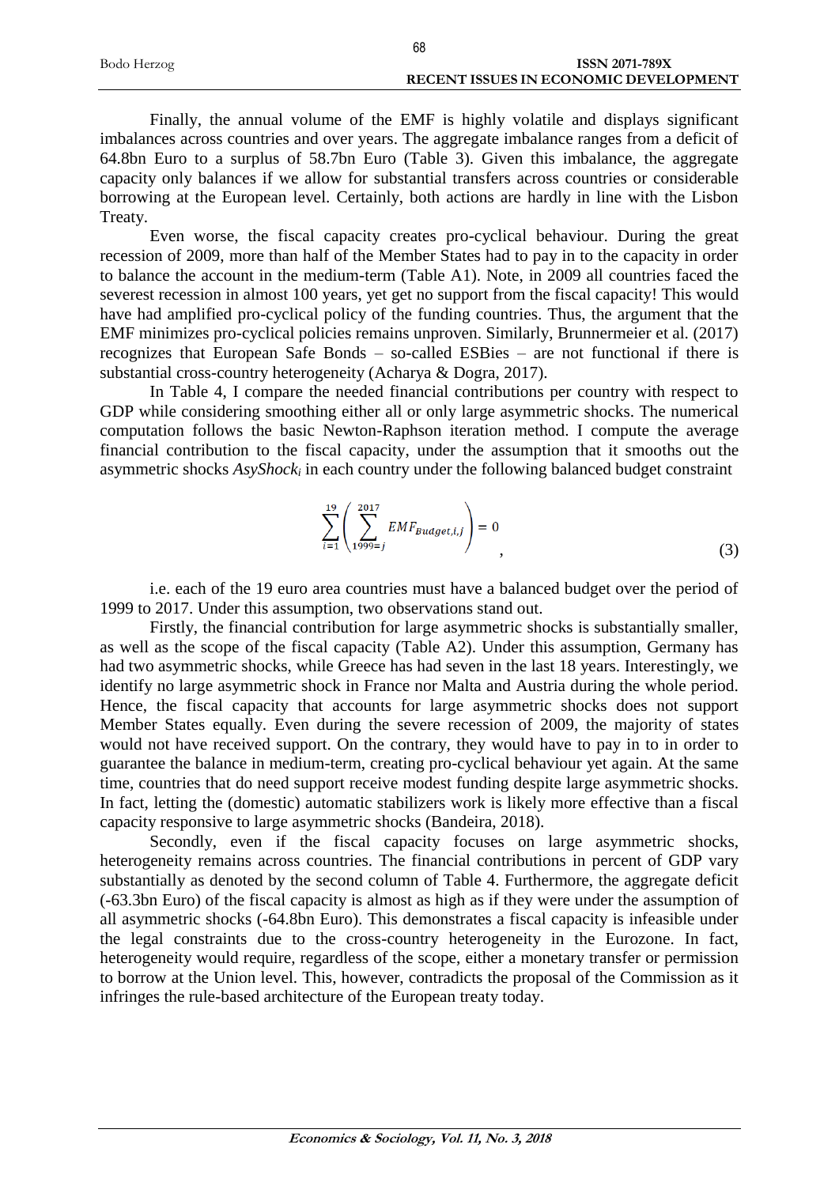Finally, the annual volume of the EMF is highly volatile and displays significant imbalances across countries and over years. The aggregate imbalance ranges from a deficit of 64.8bn Euro to a surplus of 58.7bn Euro (Table 3). Given this imbalance, the aggregate capacity only balances if we allow for substantial transfers across countries or considerable borrowing at the European level. Certainly, both actions are hardly in line with the Lisbon Treaty.

Even worse, the fiscal capacity creates pro-cyclical behaviour. During the great recession of 2009, more than half of the Member States had to pay in to the capacity in order to balance the account in the medium-term (Table A1). Note, in 2009 all countries faced the severest recession in almost 100 years, yet get no support from the fiscal capacity! This would have had amplified pro-cyclical policy of the funding countries. Thus, the argument that the EMF minimizes pro-cyclical policies remains unproven. Similarly, Brunnermeier et al. (2017) recognizes that European Safe Bonds – so-called ESBies – are not functional if there is substantial cross-country heterogeneity (Acharya & Dogra, 2017).

In Table 4, I compare the needed financial contributions per country with respect to GDP while considering smoothing either all or only large asymmetric shocks. The numerical computation follows the basic Newton-Raphson iteration method. I compute the average financial contribution to the fiscal capacity, under the assumption that it smooths out the asymmetric shocks $AsyShock_i$ in each country under the following balanced budget constraint

$$\sum_{i=1}^{19}\left(\sum_{1999=j}^{2017} EMF_{Budget,i,j}\right) = 0 \quad , \tag{3}$$

i.e. each of the 19 euro area countries must have a balanced budget over the period of 1999 to 2017. Under this assumption, two observations stand out.

Firstly, the financial contribution for large asymmetric shocks is substantially smaller, as well as the scope of the fiscal capacity (Table A2). Under this assumption, Germany has had two asymmetric shocks, while Greece has had seven in the last 18 years. Interestingly, we identify no large asymmetric shock in France nor Malta and Austria during the whole period. Hence, the fiscal capacity that accounts for large asymmetric shocks does not support Member States equally. Even during the severe recession of 2009, the majority of states would not have received support. On the contrary, they would have to pay in to in order to guarantee the balance in medium-term, creating pro-cyclical behaviour yet again. At the same time, countries that do need support receive modest funding despite large asymmetric shocks. In fact, letting the (domestic) automatic stabilizers work is likely more effective than a fiscal capacity responsive to large asymmetric shocks (Bandeira, 2018).

Secondly, even if the fiscal capacity focuses on large asymmetric shocks, heterogeneity remains across countries. The financial contributions in percent of GDP vary substantially as denoted by the second column of Table 4. Furthermore, the aggregate deficit (-63.3bn Euro) of the fiscal capacity is almost as high as if they were under the assumption of all asymmetric shocks (-64.8bn Euro). This demonstrates a fiscal capacity is infeasible under the legal constraints due to the cross-country heterogeneity in the Eurozone. In fact, heterogeneity would require, regardless of the scope, either a monetary transfer or permission to borrow at the Union level. This, however, contradicts the proposal of the Commission as it infringes the rule-based architecture of the European treaty today.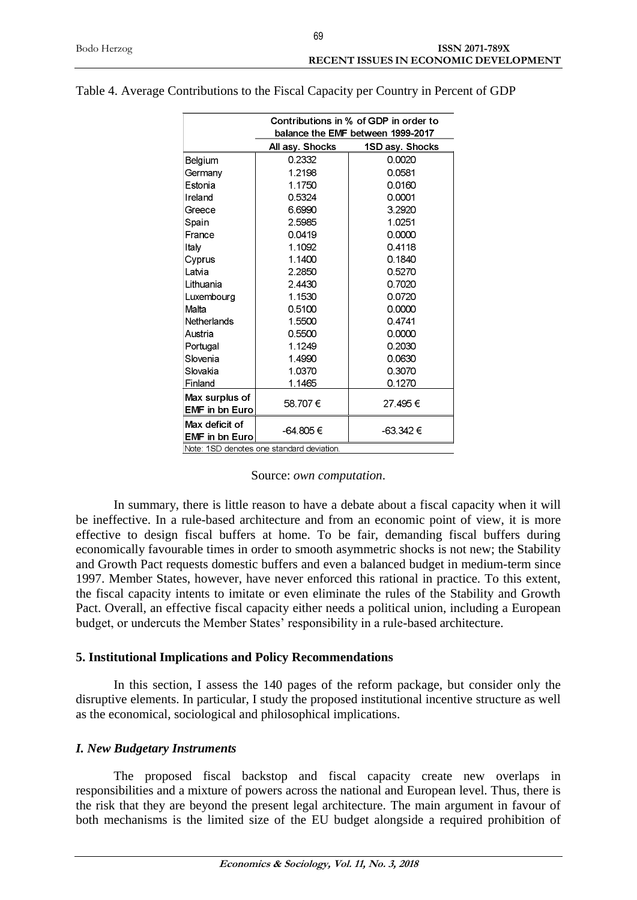Table 4. Average Contributions to the Fiscal Capacity per Country in Percent of GDP

| | Contributions in % of GDP in order to balance the EMF between 1999-2017 | |
|---|---|---|
| | All asy. Shocks | 1SD asy. Shocks |
| Belgium | 0.2332 | 0.0020 |
| Germany | 1.2198 | 0.0581 |
| Estonia | 1.1750 | 0.0160 |
| Ireland | 0.5324 | 0.0001 |
| Greece | 6.6990 | 3.2920 |
| Spain | 2.5985 | 1.0251 |
| France | 0.0419 | 0.0000 |
| Italy | 1.1092 | 0.4118 |
| Cyprus | 1.1400 | 0.1840 |
| Latvia | 2.2850 | 0.5270 |
| Lithuania | 2.4430 | 0.7020 |
| Luxembourg | 1.1530 | 0.0720 |
| Malta | 0.5100 | 0.0000 |
| Netherlands | 1.5500 | 0.4741 |
| Austria | 0.5500 | 0.0000 |
| Portugal | 1.1249 | 0.2030 |
| Slovenia | 1.4990 | 0.0630 |
| Slovakia | 1.0370 | 0.3070 |
| Finland | 1.1465 | 0.1270 |
| Max surplus of EMF in bn Euro | 58.707 € | 27.495 € |
| Max deficit of EMF in bn Euro | -64.805 € | -63.342 € |

Note: 1SD denotes one standard deviation.

Source: *own computation*.

In summary, there is little reason to have a debate about a fiscal capacity when it will be ineffective. In a rule-based architecture and from an economic point of view, it is more effective to design fiscal buffers at home. To be fair, demanding fiscal buffers during economically favourable times in order to smooth asymmetric shocks is not new; the Stability and Growth Pact requests domestic buffers and even a balanced budget in medium-term since 1997. Member States, however, have never enforced this rational in practice. To this extent, the fiscal capacity intents to imitate or even eliminate the rules of the Stability and Growth Pact. Overall, an effective fiscal capacity either needs a political union, including a European budget, or undercuts the Member States' responsibility in a rule-based architecture.

## 5. Institutional Implications and Policy Recommendations

In this section, I assess the 140 pages of the reform package, but consider only the disruptive elements. In particular, I study the proposed institutional incentive structure as well as the economical, sociological and philosophical implications.

### *I. New Budgetary Instruments*

The proposed fiscal backstop and fiscal capacity create new overlaps in responsibilities and a mixture of powers across the national and European level. Thus, there is the risk that they are beyond the present legal architecture. The main argument in favour of both mechanisms is the limited size of the EU budget alongside a required prohibition of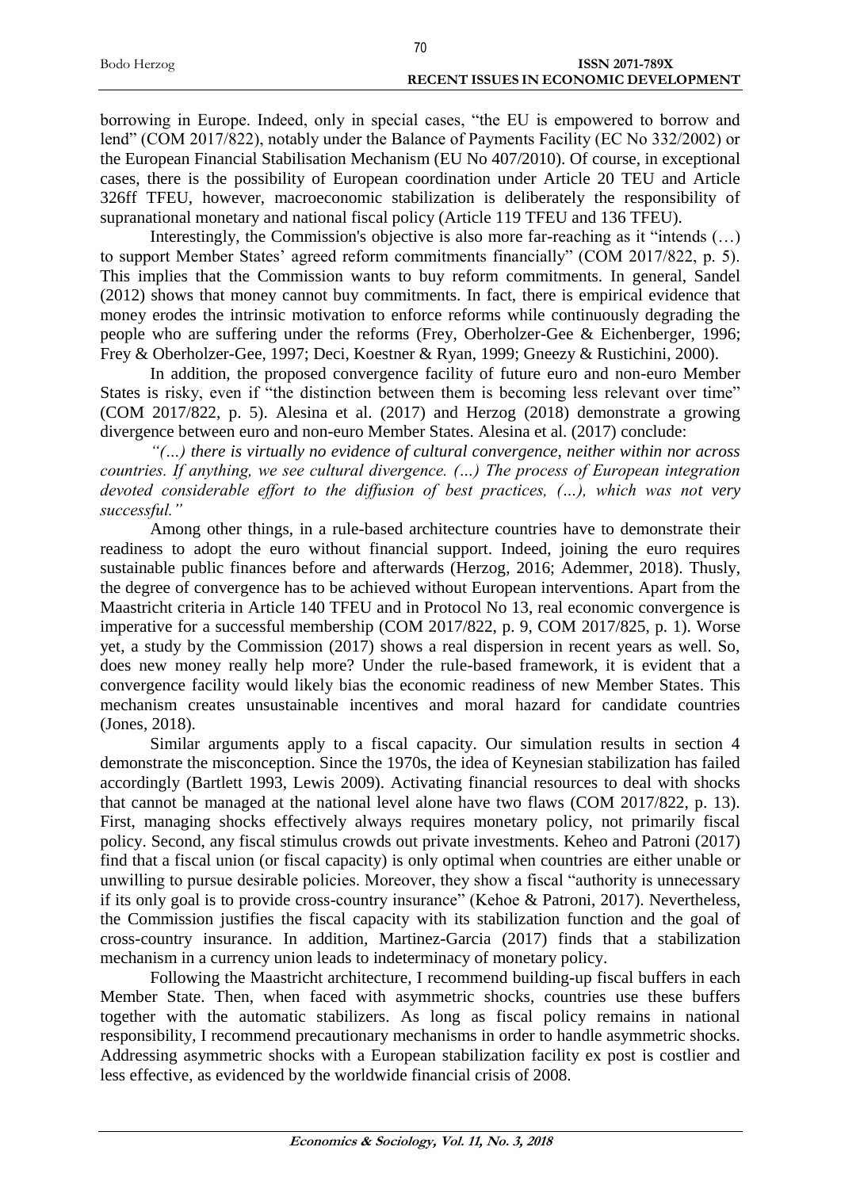borrowing in Europe. Indeed, only in special cases, "the EU is empowered to borrow and lend" (COM 2017/822), notably under the Balance of Payments Facility (EC No 332/2002) or the European Financial Stabilisation Mechanism (EU No 407/2010). Of course, in exceptional cases, there is the possibility of European coordination under Article 20 TEU and Article 326ff TFEU, however, macroeconomic stabilization is deliberately the responsibility of supranational monetary and national fiscal policy (Article 119 TFEU and 136 TFEU).

Interestingly, the Commission's objective is also more far-reaching as it "intends (…) to support Member States' agreed reform commitments financially" (COM 2017/822, p. 5). This implies that the Commission wants to buy reform commitments. In general, Sandel (2012) shows that money cannot buy commitments. In fact, there is empirical evidence that money erodes the intrinsic motivation to enforce reforms while continuously degrading the people who are suffering under the reforms (Frey, Oberholzer-Gee & Eichenberger, 1996; Frey & Oberholzer-Gee, 1997; Deci, Koestner & Ryan, 1999; Gneezy & Rustichini, 2000).

In addition, the proposed convergence facility of future euro and non-euro Member States is risky, even if "the distinction between them is becoming less relevant over time" (COM 2017/822, p. 5). Alesina et al. (2017) and Herzog (2018) demonstrate a growing divergence between euro and non-euro Member States. Alesina et al. (2017) conclude:

*"(…) there is virtually no evidence of cultural convergence, neither within nor across countries. If anything, we see cultural divergence. (…) The process of European integration devoted considerable effort to the diffusion of best practices, (…), which was not very successful."*

Among other things, in a rule-based architecture countries have to demonstrate their readiness to adopt the euro without financial support. Indeed, joining the euro requires sustainable public finances before and afterwards (Herzog, 2016; Ademmer, 2018). Thusly, the degree of convergence has to be achieved without European interventions. Apart from the Maastricht criteria in Article 140 TFEU and in Protocol No 13, real economic convergence is imperative for a successful membership (COM 2017/822, p. 9, COM 2017/825, p. 1). Worse yet, a study by the Commission (2017) shows a real dispersion in recent years as well. So, does new money really help more? Under the rule-based framework, it is evident that a convergence facility would likely bias the economic readiness of new Member States. This mechanism creates unsustainable incentives and moral hazard for candidate countries (Jones, 2018).

Similar arguments apply to a fiscal capacity. Our simulation results in section 4 demonstrate the misconception. Since the 1970s, the idea of Keynesian stabilization has failed accordingly (Bartlett 1993, Lewis 2009). Activating financial resources to deal with shocks that cannot be managed at the national level alone have two flaws (COM 2017/822, p. 13). First, managing shocks effectively always requires monetary policy, not primarily fiscal policy. Second, any fiscal stimulus crowds out private investments. Keheo and Patroni (2017) find that a fiscal union (or fiscal capacity) is only optimal when countries are either unable or unwilling to pursue desirable policies. Moreover, they show a fiscal "authority is unnecessary if its only goal is to provide cross-country insurance" (Kehoe & Patroni, 2017). Nevertheless, the Commission justifies the fiscal capacity with its stabilization function and the goal of cross-country insurance. In addition, Martinez-Garcia (2017) finds that a stabilization mechanism in a currency union leads to indeterminacy of monetary policy.

Following the Maastricht architecture, I recommend building-up fiscal buffers in each Member State. Then, when faced with asymmetric shocks, countries use these buffers together with the automatic stabilizers. As long as fiscal policy remains in national responsibility, I recommend precautionary mechanisms in order to handle asymmetric shocks. Addressing asymmetric shocks with a European stabilization facility ex post is costlier and less effective, as evidenced by the worldwide financial crisis of 2008.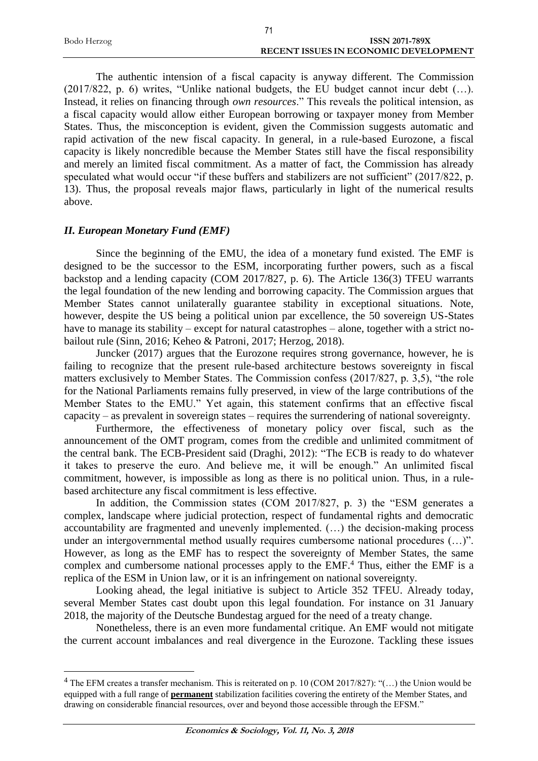The authentic intension of a fiscal capacity is anyway different. The Commission (2017/822, p. 6) writes, "Unlike national budgets, the EU budget cannot incur debt (…). Instead, it relies on financing through *own resources*." This reveals the political intension, as a fiscal capacity would allow either European borrowing or taxpayer money from Member States. Thus, the misconception is evident, given the Commission suggests automatic and rapid activation of the new fiscal capacity. In general, in a rule-based Eurozone, a fiscal capacity is likely noncredible because the Member States still have the fiscal responsibility and merely an limited fiscal commitment. As a matter of fact, the Commission has already speculated what would occur "if these buffers and stabilizers are not sufficient" (2017/822, p. 13). Thus, the proposal reveals major flaws, particularly in light of the numerical results above.

### *II. European Monetary Fund (EMF)*

Since the beginning of the EMU, the idea of a monetary fund existed. The EMF is designed to be the successor to the ESM, incorporating further powers, such as a fiscal backstop and a lending capacity (COM 2017/827, p. 6). The Article 136(3) TFEU warrants the legal foundation of the new lending and borrowing capacity. The Commission argues that Member States cannot unilaterally guarantee stability in exceptional situations. Note, however, despite the US being a political union par excellence, the 50 sovereign US-States have to manage its stability – except for natural catastrophes – alone, together with a strict no-bailout rule (Sinn, 2016; Keheo & Patroni, 2017; Herzog, 2018).

Juncker (2017) argues that the Eurozone requires strong governance, however, he is failing to recognize that the present rule-based architecture bestows sovereignty in fiscal matters exclusively to Member States. The Commission confess (2017/827, p. 3,5), "the role for the National Parliaments remains fully preserved, in view of the large contributions of the Member States to the EMU." Yet again, this statement confirms that an effective fiscal capacity – as prevalent in sovereign states – requires the surrendering of national sovereignty.

Furthermore, the effectiveness of monetary policy over fiscal, such as the announcement of the OMT program, comes from the credible and unlimited commitment of the central bank. The ECB-President said (Draghi, 2012): "The ECB is ready to do whatever it takes to preserve the euro. And believe me, it will be enough." An unlimited fiscal commitment, however, is impossible as long as there is no political union. Thus, in a rule-based architecture any fiscal commitment is less effective.

In addition, the Commission states (COM 2017/827, p. 3) the "ESM generates a complex, landscape where judicial protection, respect of fundamental rights and democratic accountability are fragmented and unevenly implemented. (…) the decision-making process under an intergovernmental method usually requires cumbersome national procedures (…)". However, as long as the EMF has to respect the sovereignty of Member States, the same complex and cumbersome national processes apply to the EMF.[4] Thus, either the EMF is a replica of the ESM in Union law, or it is an infringement on national sovereignty.

Looking ahead, the legal initiative is subject to Article 352 TFEU. Already today, several Member States cast doubt upon this legal foundation. For instance on 31 January 2018, the majority of the Deutsche Bundestag argued for the need of a treaty change.

Nonetheless, there is an even more fundamental critique. An EMF would not mitigate the current account imbalances and real divergence in the Eurozone. Tackling these issues

---

[4] The EFM creates a transfer mechanism. This is reiterated on p. 10 (COM 2017/827): "(…) the Union would be equipped with a full range of **permanent** stabilization facilities covering the entirety of the Member States, and drawing on considerable financial resources, over and beyond those accessible through the EFSM."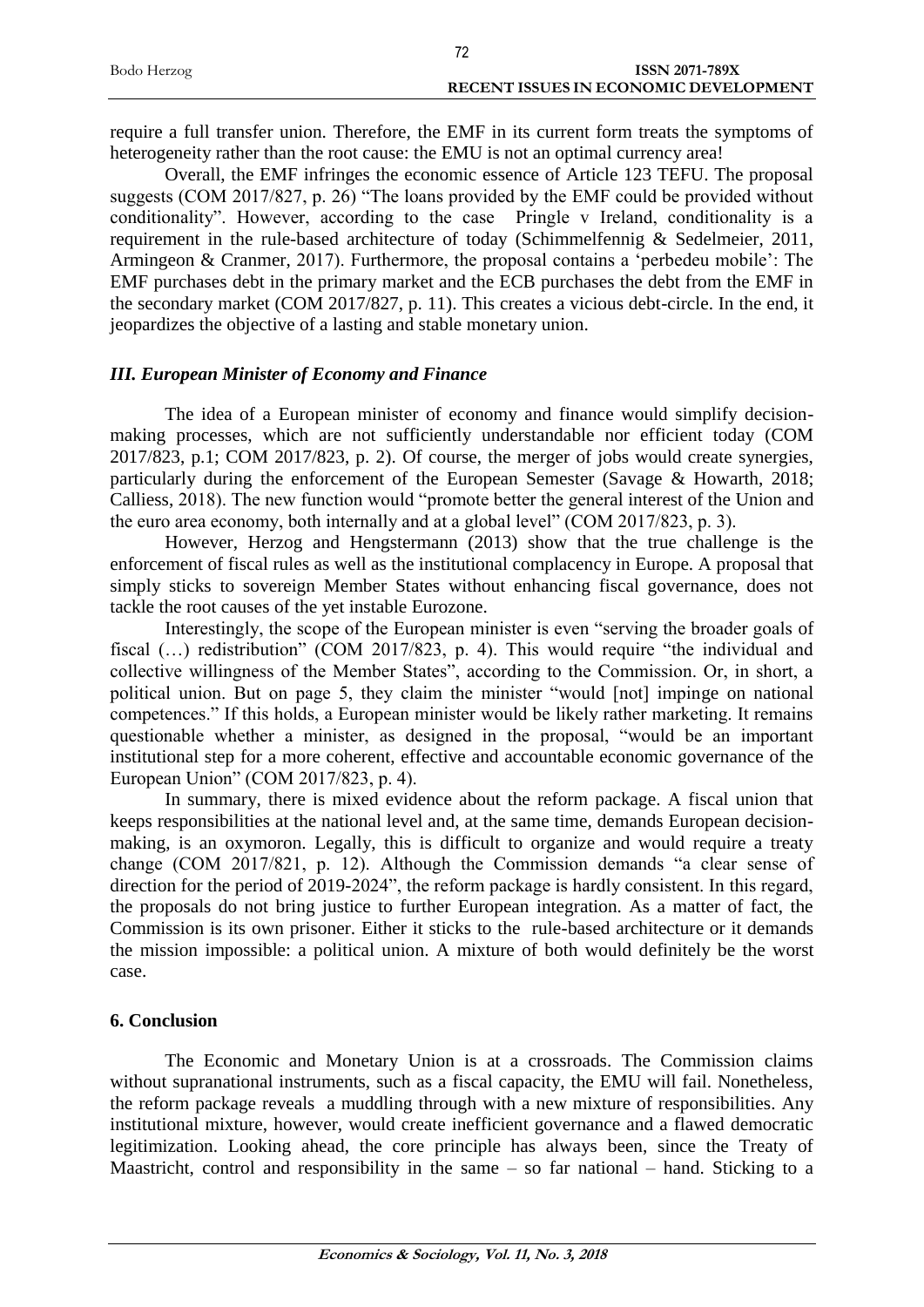require a full transfer union. Therefore, the EMF in its current form treats the symptoms of heterogeneity rather than the root cause: the EMU is not an optimal currency area!

Overall, the EMF infringes the economic essence of Article 123 TEFU. The proposal suggests (COM 2017/827, p. 26) "The loans provided by the EMF could be provided without conditionality". However, according to the case Pringle v Ireland, conditionality is a requirement in the rule-based architecture of today (Schimmelfennig & Sedelmeier, 2011, Armingeon & Cranmer, 2017). Furthermore, the proposal contains a 'perbedeu mobile': The EMF purchases debt in the primary market and the ECB purchases the debt from the EMF in the secondary market (COM 2017/827, p. 11). This creates a vicious debt-circle. In the end, it jeopardizes the objective of a lasting and stable monetary union.

### *III. European Minister of Economy and Finance*

The idea of a European minister of economy and finance would simplify decision-making processes, which are not sufficiently understandable nor efficient today (COM 2017/823, p.1; COM 2017/823, p. 2). Of course, the merger of jobs would create synergies, particularly during the enforcement of the European Semester (Savage & Howarth, 2018; Calliess, 2018). The new function would "promote better the general interest of the Union and the euro area economy, both internally and at a global level" (COM 2017/823, p. 3).

However, Herzog and Hengstermann (2013) show that the true challenge is the enforcement of fiscal rules as well as the institutional complacency in Europe. A proposal that simply sticks to sovereign Member States without enhancing fiscal governance, does not tackle the root causes of the yet instable Eurozone.

Interestingly, the scope of the European minister is even "serving the broader goals of fiscal (…) redistribution" (COM 2017/823, p. 4). This would require "the individual and collective willingness of the Member States", according to the Commission. Or, in short, a political union. But on page 5, they claim the minister "would [not] impinge on national competences." If this holds, a European minister would be likely rather marketing. It remains questionable whether a minister, as designed in the proposal, "would be an important institutional step for a more coherent, effective and accountable economic governance of the European Union" (COM 2017/823, p. 4).

In summary, there is mixed evidence about the reform package. A fiscal union that keeps responsibilities at the national level and, at the same time, demands European decision-making, is an oxymoron. Legally, this is difficult to organize and would require a treaty change (COM 2017/821, p. 12). Although the Commission demands "a clear sense of direction for the period of 2019-2024", the reform package is hardly consistent. In this regard, the proposals do not bring justice to further European integration. As a matter of fact, the Commission is its own prisoner. Either it sticks to the rule-based architecture or it demands the mission impossible: a political union. A mixture of both would definitely be the worst case.

## 6. Conclusion

The Economic and Monetary Union is at a crossroads. The Commission claims without supranational instruments, such as a fiscal capacity, the EMU will fail. Nonetheless, the reform package reveals a muddling through with a new mixture of responsibilities. Any institutional mixture, however, would create inefficient governance and a flawed democratic legitimization. Looking ahead, the core principle has always been, since the Treaty of Maastricht, control and responsibility in the same – so far national – hand. Sticking to a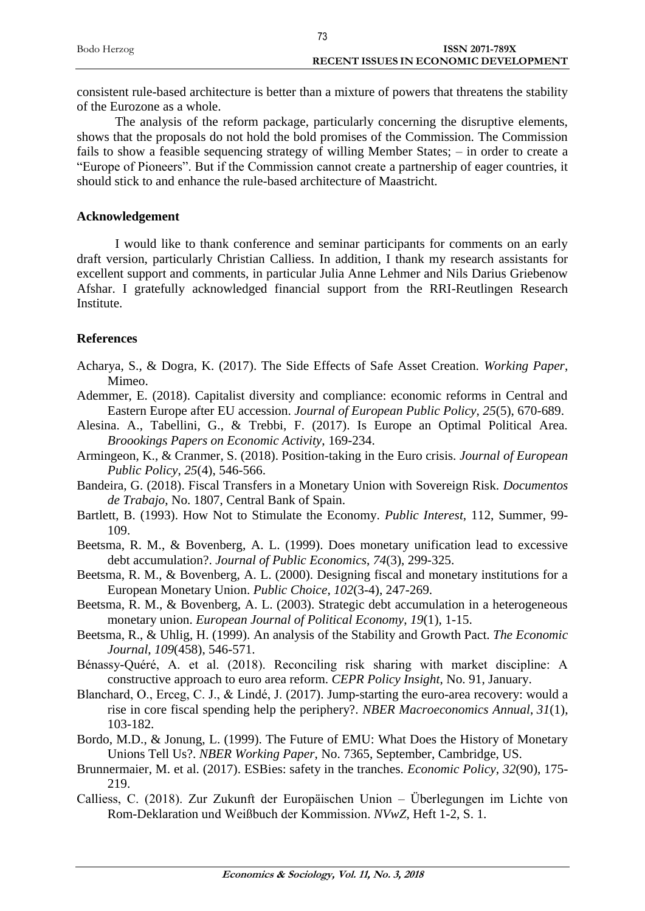consistent rule-based architecture is better than a mixture of powers that threatens the stability of the Eurozone as a whole.

The analysis of the reform package, particularly concerning the disruptive elements, shows that the proposals do not hold the bold promises of the Commission. The Commission fails to show a feasible sequencing strategy of willing Member States; – in order to create a "Europe of Pioneers". But if the Commission cannot create a partnership of eager countries, it should stick to and enhance the rule-based architecture of Maastricht.

## Acknowledgement

I would like to thank conference and seminar participants for comments on an early draft version, particularly Christian Calliess. In addition, I thank my research assistants for excellent support and comments, in particular Julia Anne Lehmer and Nils Darius Griebenow Afshar. I gratefully acknowledged financial support from the RRI-Reutlingen Research Institute.

## References

Acharya, S., & Dogra, K. (2017). The Side Effects of Safe Asset Creation. *Working Paper*, Mimeo.

Ademmer, E. (2018). Capitalist diversity and compliance: economic reforms in Central and Eastern Europe after EU accession. *Journal of European Public Policy*, *25*(5), 670-689.

Alesina. A., Tabellini, G., & Trebbi, F. (2017). Is Europe an Optimal Political Area. *Broookings Papers on Economic Activity*, 169-234.

Armingeon, K., & Cranmer, S. (2018). Position-taking in the Euro crisis. *Journal of European Public Policy*, *25*(4), 546-566.

Bandeira, G. (2018). Fiscal Transfers in a Monetary Union with Sovereign Risk. *Documentos de Trabajo*, No. 1807, Central Bank of Spain.

Bartlett, B. (1993). How Not to Stimulate the Economy. *Public Interest*, 112, Summer, 99-109.

Beetsma, R. M., & Bovenberg, A. L. (1999). Does monetary unification lead to excessive debt accumulation?. *Journal of Public Economics*, *74*(3), 299-325.

Beetsma, R. M., & Bovenberg, A. L. (2000). Designing fiscal and monetary institutions for a European Monetary Union. *Public Choice*, *102*(3-4), 247-269.

Beetsma, R. M., & Bovenberg, A. L. (2003). Strategic debt accumulation in a heterogeneous monetary union. *European Journal of Political Economy*, *19*(1), 1-15.

Beetsma, R., & Uhlig, H. (1999). An analysis of the Stability and Growth Pact. *The Economic Journal*, *109*(458), 546-571.

Bénassy-Quéré, A. et al. (2018). Reconciling risk sharing with market discipline: A constructive approach to euro area reform. *CEPR Policy Insight*, No. 91, January.

Blanchard, O., Erceg, C. J., & Lindé, J. (2017). Jump-starting the euro-area recovery: would a rise in core fiscal spending help the periphery?. *NBER Macroeconomics Annual*, *31*(1), 103-182.

Bordo, M.D., & Jonung, L. (1999). The Future of EMU: What Does the History of Monetary Unions Tell Us?. *NBER Working Paper*, No. 7365, September, Cambridge, US.

Brunnermaier, M. et al. (2017). ESBies: safety in the tranches. *Economic Policy*, *32*(90), 175-219.

Calliess, C. (2018). Zur Zukunft der Europäischen Union – Überlegungen im Lichte von Rom-Deklaration und Weißbuch der Kommission. *NVwZ*, Heft 1-2, S. 1.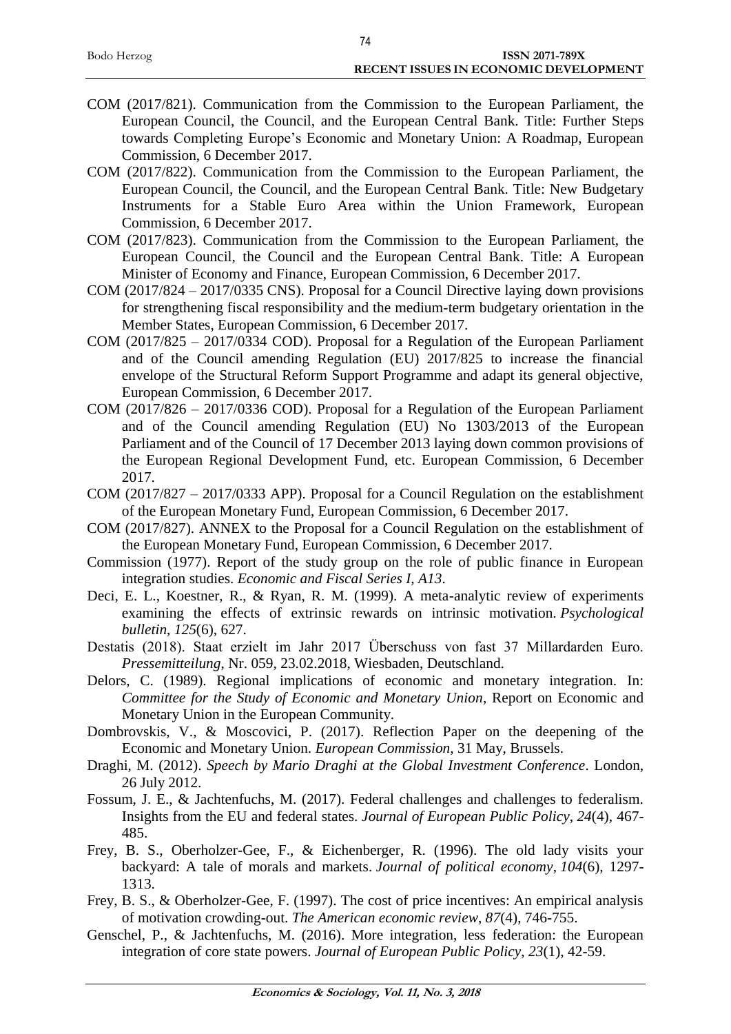COM (2017/821). Communication from the Commission to the European Parliament, the European Council, the Council, and the European Central Bank. Title: Further Steps towards Completing Europe's Economic and Monetary Union: A Roadmap, European Commission, 6 December 2017.

COM (2017/822). Communication from the Commission to the European Parliament, the European Council, the Council, and the European Central Bank. Title: New Budgetary Instruments for a Stable Euro Area within the Union Framework, European Commission, 6 December 2017.

COM (2017/823). Communication from the Commission to the European Parliament, the European Council, the Council and the European Central Bank. Title: A European Minister of Economy and Finance, European Commission, 6 December 2017.

COM (2017/824 – 2017/0335 CNS). Proposal for a Council Directive laying down provisions for strengthening fiscal responsibility and the medium-term budgetary orientation in the Member States, European Commission, 6 December 2017.

COM (2017/825 – 2017/0334 COD). Proposal for a Regulation of the European Parliament and of the Council amending Regulation (EU) 2017/825 to increase the financial envelope of the Structural Reform Support Programme and adapt its general objective, European Commission, 6 December 2017.

COM (2017/826 – 2017/0336 COD). Proposal for a Regulation of the European Parliament and of the Council amending Regulation (EU) No 1303/2013 of the European Parliament and of the Council of 17 December 2013 laying down common provisions of the European Regional Development Fund, etc. European Commission, 6 December 2017.

COM (2017/827 – 2017/0333 APP). Proposal for a Council Regulation on the establishment of the European Monetary Fund, European Commission, 6 December 2017.

COM (2017/827). ANNEX to the Proposal for a Council Regulation on the establishment of the European Monetary Fund, European Commission, 6 December 2017.

Commission (1977). Report of the study group on the role of public finance in European integration studies. *Economic and Fiscal Series I, A13*.

Deci, E. L., Koestner, R., & Ryan, R. M. (1999). A meta-analytic review of experiments examining the effects of extrinsic rewards on intrinsic motivation. *Psychological bulletin*, *125*(6), 627.

Destatis (2018). Staat erzielt im Jahr 2017 Überschuss von fast 37 Millardarden Euro. *Pressemitteilung*, Nr. 059, 23.02.2018, Wiesbaden, Deutschland.

Delors, C. (1989). Regional implications of economic and monetary integration. In: *Committee for the Study of Economic and Monetary Union*, Report on Economic and Monetary Union in the European Community.

Dombrovskis, V., & Moscovici, P. (2017). Reflection Paper on the deepening of the Economic and Monetary Union. *European Commission*, 31 May, Brussels.

Draghi, M. (2012). *Speech by Mario Draghi at the Global Investment Conference*. London, 26 July 2012.

Fossum, J. E., & Jachtenfuchs, M. (2017). Federal challenges and challenges to federalism. Insights from the EU and federal states. *Journal of European Public Policy*, *24*(4), 467-485.

Frey, B. S., Oberholzer-Gee, F., & Eichenberger, R. (1996). The old lady visits your backyard: A tale of morals and markets. *Journal of political economy*, *104*(6), 1297-1313.

Frey, B. S., & Oberholzer-Gee, F. (1997). The cost of price incentives: An empirical analysis of motivation crowding-out. *The American economic review*, *87*(4), 746-755.

Genschel, P., & Jachtenfuchs, M. (2016). More integration, less federation: the European integration of core state powers. *Journal of European Public Policy*, *23*(1), 42-59.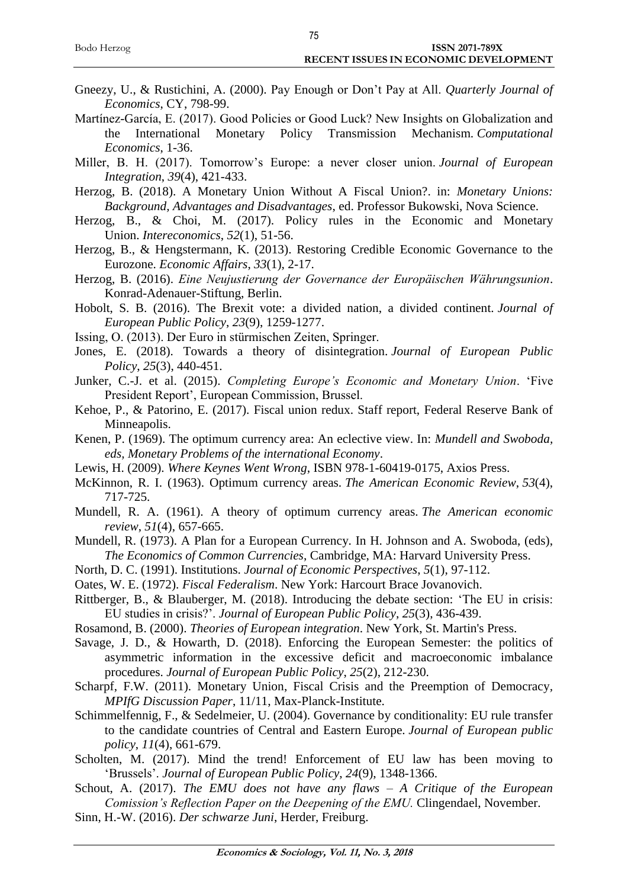Gneezy, U., & Rustichini, A. (2000). Pay Enough or Don't Pay at All. *Quarterly Journal of Economics*, CY, 798-99.

Martínez-García, E. (2017). Good Policies or Good Luck? New Insights on Globalization and the International Monetary Policy Transmission Mechanism. *Computational Economics*, 1-36.

Miller, B. H. (2017). Tomorrow's Europe: a never closer union. *Journal of European Integration*, *39*(4), 421-433.

Herzog, B. (2018). A Monetary Union Without A Fiscal Union?. in: *Monetary Unions: Background, Advantages and Disadvantages*, ed. Professor Bukowski, Nova Science.

Herzog, B., & Choi, M. (2017). Policy rules in the Economic and Monetary Union. *Intereconomics*, *52*(1), 51-56.

Herzog, B., & Hengstermann, K. (2013). Restoring Credible Economic Governance to the Eurozone. *Economic Affairs*, *33*(1), 2-17.

Herzog, B. (2016). *Eine Neujustierung der Governance der Europäischen Währungsunion*. Konrad-Adenauer-Stiftung, Berlin.

Hobolt, S. B. (2016). The Brexit vote: a divided nation, a divided continent. *Journal of European Public Policy*, *23*(9), 1259-1277.

Issing, O. (2013). Der Euro in stürmischen Zeiten, Springer.

Jones, E. (2018). Towards a theory of disintegration. *Journal of European Public Policy*, *25*(3), 440-451.

Junker, C.-J. et al. (2015). *Completing Europe's Economic and Monetary Union*. 'Five President Report', European Commission, Brussel.

Kehoe, P., & Patorino, E. (2017). Fiscal union redux. Staff report, Federal Reserve Bank of Minneapolis.

Kenen, P. (1969). The optimum currency area: An eclective view. In: *Mundell and Swoboda, eds, Monetary Problems of the international Economy*.

Lewis, H. (2009). *Where Keynes Went Wrong*, ISBN 978-1-60419-0175, Axios Press.

McKinnon, R. I. (1963). Optimum currency areas. *The American Economic Review*, *53*(4), 717-725.

Mundell, R. A. (1961). A theory of optimum currency areas. *The American economic review*, *51*(4), 657-665.

Mundell, R. (1973). A Plan for a European Currency. In H. Johnson and A. Swoboda, (eds), *The Economics of Common Currencies*, Cambridge, MA: Harvard University Press.

North, D. C. (1991). Institutions. *Journal of Economic Perspectives*, *5*(1), 97-112.

Oates, W. E. (1972). *Fiscal Federalism*. New York: Harcourt Brace Jovanovich.

Rittberger, B., & Blauberger, M. (2018). Introducing the debate section: 'The EU in crisis: EU studies in crisis?'. *Journal of European Public Policy*, *25*(3), 436-439.

Rosamond, B. (2000). *Theories of European integration*. New York, St. Martin's Press.

Savage, J. D., & Howarth, D. (2018). Enforcing the European Semester: the politics of asymmetric information in the excessive deficit and macroeconomic imbalance procedures. *Journal of European Public Policy*, *25*(2), 212-230.

Scharpf, F.W. (2011). Monetary Union, Fiscal Crisis and the Preemption of Democracy, *MPIfG Discussion Paper*, 11/11, Max-Planck-Institute.

Schimmelfennig, F., & Sedelmeier, U. (2004). Governance by conditionality: EU rule transfer to the candidate countries of Central and Eastern Europe. *Journal of European public policy*, *11*(4), 661-679.

Scholten, M. (2017). Mind the trend! Enforcement of EU law has been moving to 'Brussels'. *Journal of European Public Policy*, *24*(9), 1348-1366.

Schout, A. (2017). *The EMU does not have any flaws – A Critique of the European Comission's Reflection Paper on the Deepening of the EMU.* Clingendael, November.

Sinn, H.-W. (2016). *Der schwarze Juni*, Herder, Freiburg.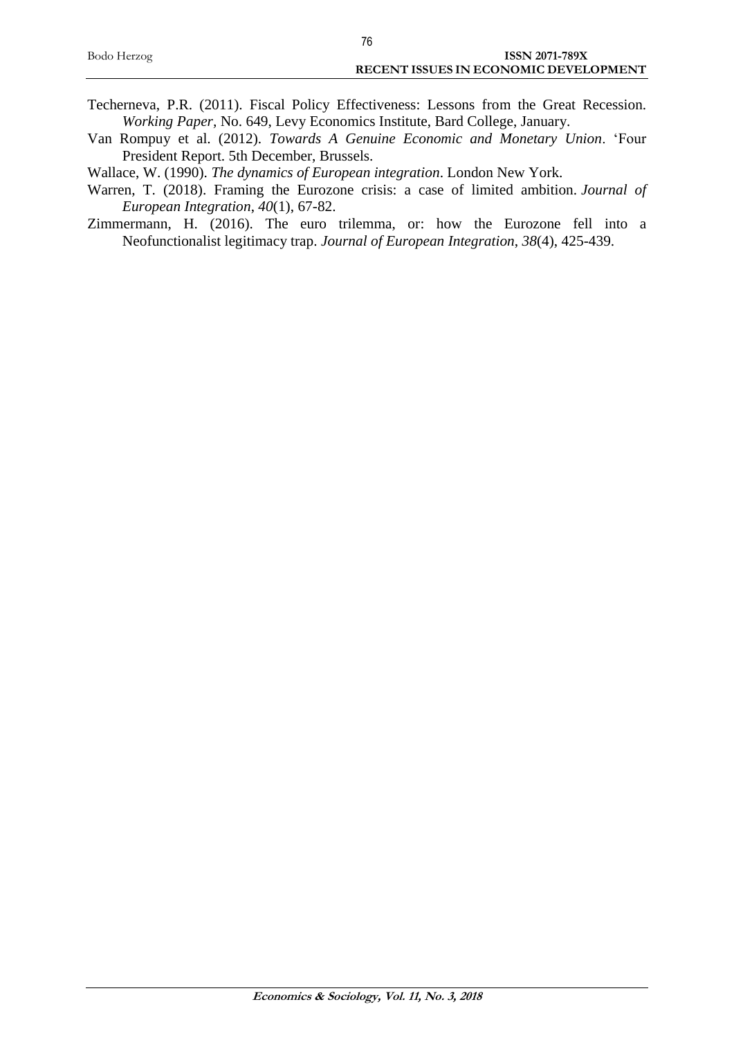Techerneva, P.R. (2011). Fiscal Policy Effectiveness: Lessons from the Great Recession. *Working Paper*, No. 649, Levy Economics Institute, Bard College, January.

Van Rompuy et al. (2012). *Towards A Genuine Economic and Monetary Union*. 'Four President Report. 5th December, Brussels.

Wallace, W. (1990). *The dynamics of European integration*. London New York.

Warren, T. (2018). Framing the Eurozone crisis: a case of limited ambition. *Journal of European Integration*, *40*(1), 67-82.

Zimmermann, H. (2016). The euro trilemma, or: how the Eurozone fell into a Neofunctionalist legitimacy trap. *Journal of European Integration*, *38*(4), 425-439.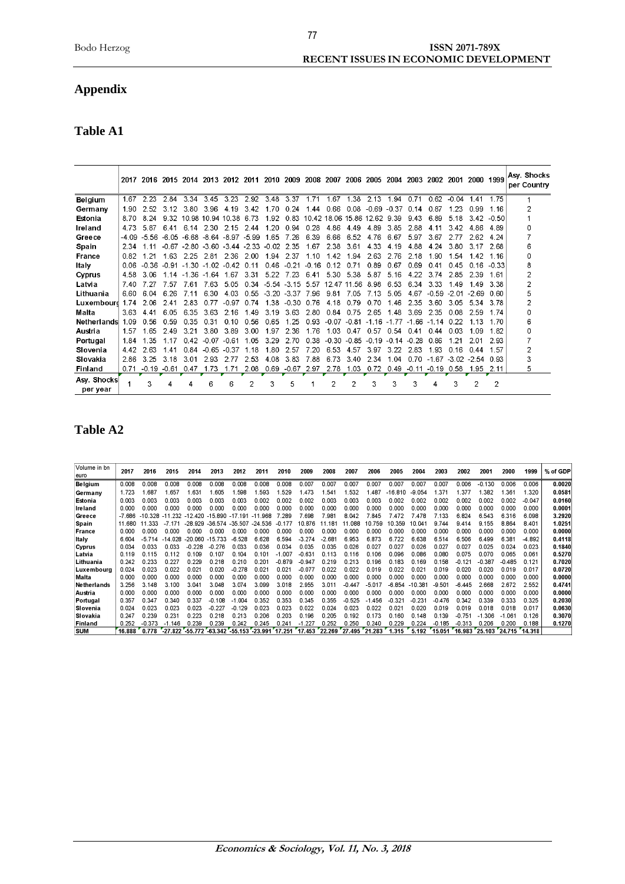## Appendix

### Table A1

| | 2017 | 2016 | 2015 | 2014 | 2013 | 2012 | 2011 | 2010 | 2009 | 2008 | 2007 | 2006 | 2005 | 2004 | 2003 | 2002 | 2001 | 2000 | 1999 | Asy. Shocks per Country |
|---|---|---|---|---|---|---|---|---|---|---|---|---|---|---|---|---|---|---|---|---|
| Belgium | 1.67 | 2.23 | 2.84 | 3.34 | 3.45 | 3.23 | 2.92 | 3.48 | 3.37 | 1.71 | 1.67 | 1.38 | 2.13 | 1.94 | 0.71 | 0.62 | -0.04 | 1.41 | 1.75 | 1 |
| Germany | 1.90 | 2.52 | 3.12 | 3.80 | 3.96 | 4.19 | 3.42 | 1.70 | 0.24 | 1.44 | 0.66 | 0.08 | -0.69 | -0.37 | 0.14 | 0.87 | 1.23 | 0.99 | 1.16 | 2 |
| Estonia | 8.70 | 8.24 | 9.32 | 10.98 | 10.94 | 10.38 | 6.73 | 1.92 | 0.83 | 10.42 | 18.06 | 15.86 | 12.62 | 9.39 | 9.43 | 6.89 | 5.18 | 3.42 | -0.50 | 1 |
| Ireland | 4.73 | 5.87 | 6.41 | 6.14 | 2.30 | 2.15 | 2.44 | 1.20 | 0.94 | 0.28 | 4.86 | 4.49 | 4.89 | 3.85 | 2.88 | 4.11 | 3.42 | 4.86 | 4.89 | 0 |
| Greece | -4.09 | -5.56 | -6.05 | -6.68 | -8.64 | -8.97 | -5.99 | 1.65 | 7.26 | 6.39 | 6.66 | 6.52 | 4.76 | 6.67 | 5.97 | 3.67 | 2.77 | 2.62 | 4.24 | 7 |
| Spain | 2.34 | 1.11 | -0.67 | -2.80 | -3.60 | -3.44 | -2.33 | -0.02 | 2.35 | 1.67 | 2.38 | 3.61 | 4.33 | 4.19 | 4.88 | 4.24 | 3.80 | 3.17 | 2.68 | 6 |
| France | 0.82 | 1.21 | 1.63 | 2.25 | 2.81 | 2.36 | 2.00 | 1.94 | 2.37 | 1.10 | 1.42 | 1.94 | 2.63 | 2.76 | 2.18 | 1.90 | 1.54 | 1.42 | 1.16 | 0 |
| Italy | 0.06 | -0.36 | -0.91 | -1.30 | -1.02 | -0.42 | 0.11 | 0.46 | -0.21 | -0.16 | 0.12 | 0.71 | 0.89 | 0.67 | 0.69 | 0.41 | 0.45 | 0.16 | -0.33 | 8 |
| Cyprus | 4.58 | 3.06 | 1.14 | -1.36 | -1.64 | 1.67 | 3.31 | 5.22 | 7.23 | 6.41 | 5.30 | 5.38 | 5.87 | 5.16 | 4.22 | 3.74 | 2.85 | 2.39 | 1.61 | 2 |
| Latvia | 7.40 | 7.27 | 7.57 | 7.61 | 7.63 | 5.05 | 0.34 | -5.54 | -3.15 | 5.57 | 12.47 | 11.56 | 8.98 | 6.53 | 6.34 | 3.33 | 1.49 | 1.49 | 3.38 | 2 |
| Lithuania | 6.60 | 6.04 | 6.26 | 7.11 | 6.30 | 4.03 | 0.55 | -3.20 | -3.37 | 7.96 | 9.81 | 7.05 | 7.13 | 5.05 | 4.67 | -0.59 | -2.01 | -2.69 | 0.60 | 5 |
| Luxembourg | 1.74 | 2.06 | 2.41 | 2.83 | 0.77 | -0.97 | 0.74 | 1.38 | -0.30 | 0.76 | 4.18 | 0.79 | 0.70 | 1.46 | 2.35 | 3.60 | 3.05 | 5.34 | 3.78 | 2 |
| Malta | 3.63 | 4.41 | 6.05 | 6.35 | 3.63 | 2.16 | 1.49 | 3.19 | 3.63 | 2.80 | 0.84 | 0.75 | 2.65 | 1.48 | 3.69 | 2.35 | 0.08 | 2.59 | 1.74 | 0 |
| Netherlands | 1.09 | 0.56 | 0.59 | 0.35 | 0.31 | 0.10 | 0.56 | 0.65 | 1.25 | 0.93 | -0.07 | -0.81 | -1.16 | -1.77 | -1.66 | -1.14 | 0.22 | 1.13 | 1.70 | 6 |
| Austria | 1.57 | 1.65 | 2.49 | 3.21 | 3.80 | 3.89 | 3.00 | 1.97 | 2.36 | 1.76 | 1.03 | 0.47 | 0.57 | 0.54 | 0.41 | 0.44 | 0.03 | 1.09 | 1.82 | 0 |
| Portugal | 1.84 | 1.35 | 1.17 | 0.42 | -0.07 | -0.61 | 1.05 | 3.29 | 2.70 | 0.38 | -0.30 | -0.85 | -0.19 | -0.14 | -0.28 | 0.86 | 1.21 | 2.01 | 2.93 | 7 |
| Slovenia | 4.42 | 2.63 | 1.41 | 0.84 | -0.65 | -0.37 | 1.18 | 1.80 | 2.57 | 7.20 | 6.53 | 4.57 | 3.97 | 3.22 | 2.83 | 1.93 | 0.16 | 0.44 | 1.57 | 2 |
| Slovakia | 2.86 | 3.25 | 3.18 | 3.01 | 2.93 | 2.77 | 2.53 | 4.08 | 3.83 | 7.88 | 6.73 | 3.40 | 2.34 | 1.04 | 0.70 | -1.67 | -3.02 | -2.54 | 0.93 | 3 |
| Finland | 0.71 | -0.19 | -0.61 | 0.47 | 1.73 | 1.71 | 2.08 | 0.69 | -0.67 | 2.97 | 2.78 | 1.03 | 0.72 | 0.49 | -0.11 | -0.19 | 0.58 | 1.95 | 2.11 | 5 |
| Asy. Shocks per year | 1 | 3 | 4 | 4 | 6 | 6 | 2 | 3 | 5 | 1 | 2 | 2 | 3 | 3 | 3 | 4 | 3 | 2 | 2 | |

### Table A2

| Volume in bn euro | 2017 | 2016 | 2015 | 2014 | 2013 | 2012 | 2011 | 2010 | 2009 | 2008 | 2007 | 2006 | 2005 | 2004 | 2003 | 2002 | 2001 | 2000 | 1999 | % of GDP |
|---|---|---|---|---|---|---|---|---|---|---|---|---|---|---|---|---|---|---|---|---|
| Belgium | 0.008 | 0.008 | 0.008 | 0.008 | 0.008 | 0.008 | 0.008 | 0.008 | 0.008 | 0.007 | 0.007 | 0.007 | 0.007 | 0.007 | 0.007 | 0.006 | -0.130 | 0.006 | 0.006 | 0.0020 |
| Germany | 1.723 | 1.687 | 1.657 | 1.631 | 1.605 | 1.598 | 1.593 | 1.529 | 1.473 | 1.541 | 1.532 | 1.487 | -16.810 | -9.054 | 1.371 | 1.377 | 1.382 | 1.361 | 1.320 | 0.0581 |
| Estonia | 0.003 | 0.003 | 0.003 | 0.003 | 0.003 | 0.003 | 0.002 | 0.002 | 0.002 | 0.003 | 0.003 | 0.003 | 0.002 | 0.002 | 0.002 | 0.002 | 0.002 | 0.002 | -0.047 | 0.0160 |
| Ireland | 0.000 | 0.000 | 0.000 | 0.000 | 0.000 | 0.000 | 0.000 | 0.000 | 0.000 | 0.000 | 0.000 | 0.000 | 0.000 | 0.000 | 0.000 | 0.000 | 0.000 | 0.000 | 0.000 | 0.0001 |
| Greece | -7.686 | -10.328 | -11.232 | -12.420 | -15.890 | -17.191 | -11.968 | 7.289 | 7.698 | 7.981 | 8.042 | 7.845 | 7.472 | 7.478 | 7.133 | 6.824 | 6.543 | 6.316 | 6.098 | 3.2920 |
| Spain | 11.680 | 11.333 | -7.171 | -28.929 | -36.574 | -35.507 | -24.536 | -0.177 | 10.876 | 11.181 | 11.088 | 10.759 | 10.359 | 10.041 | 9.744 | 9.414 | 9.155 | 8.864 | 8.401 | 1.0251 |
| France | 0.000 | 0.000 | 0.000 | 0.000 | 0.000 | 0.000 | 0.000 | 0.000 | 0.000 | 0.000 | 0.000 | 0.000 | 0.000 | 0.000 | 0.000 | 0.000 | 0.000 | 0.000 | 0.000 | 0.0000 |
| Italy | 6.604 | -5.714 | -14.028 | -20.060 | -15.733 | -6.528 | 6.628 | 6.594 | -3.274 | -2.681 | 6.953 | 6.873 | 6.722 | 6.638 | 6.514 | 6.506 | 6.499 | 6.381 | -4.892 | 0.4118 |
| Cyprus | 0.034 | 0.033 | 0.033 | -0.228 | -0.276 | 0.033 | 0.036 | 0.034 | 0.035 | 0.035 | 0.026 | 0.027 | 0.027 | 0.026 | 0.027 | 0.027 | 0.025 | 0.024 | 0.023 | 0.1840 |
| Latvia | 0.119 | 0.115 | 0.112 | 0.109 | 0.107 | 0.104 | 0.101 | -1.007 | -0.631 | 0.113 | 0.116 | 0.106 | 0.096 | 0.086 | 0.080 | 0.075 | 0.070 | 0.065 | 0.061 | 0.5270 |
| Lithuania | 0.242 | 0.233 | 0.227 | 0.229 | 0.218 | 0.210 | 0.201 | -0.879 | -0.947 | 0.219 | 0.213 | 0.196 | 0.183 | 0.169 | 0.158 | -0.121 | -0.387 | -0.485 | 0.121 | 0.7020 |
| Luxembourg | 0.024 | 0.023 | 0.022 | 0.021 | 0.020 | -0.278 | 0.021 | 0.021 | -0.077 | 0.022 | 0.022 | 0.019 | 0.022 | 0.021 | 0.019 | 0.020 | 0.020 | 0.019 | 0.017 | 0.0720 |
| Malta | 0.000 | 0.000 | 0.000 | 0.000 | 0.000 | 0.000 | 0.000 | 0.000 | 0.000 | 0.000 | 0.000 | 0.000 | 0.000 | 0.000 | 0.000 | 0.000 | 0.000 | 0.000 | 0.000 | 0.0000 |
| Netherlands | 3.256 | 3.148 | 3.100 | 3.041 | 3.048 | 3.074 | 3.099 | 3.018 | 2.955 | 3.011 | -0.447 | -5.017 | -6.854 | -10.381 | -9.501 | -6.445 | 2.668 | 2.672 | 2.552 | 0.4741 |
| Austria | 0.000 | 0.000 | 0.000 | 0.000 | 0.000 | 0.000 | 0.000 | 0.000 | 0.000 | 0.000 | 0.000 | 0.000 | 0.000 | 0.000 | 0.000 | 0.000 | 0.000 | 0.000 | 0.000 | 0.0000 |
| Portugal | 0.357 | 0.347 | 0.340 | 0.337 | -0.108 | -1.004 | 0.352 | 0.353 | 0.345 | 0.355 | -0.525 | -1.456 | -0.321 | -0.231 | -0.476 | 0.342 | 0.339 | 0.333 | 0.325 | 0.2030 |
| Slovenia | 0.024 | 0.023 | 0.023 | 0.023 | -0.227 | -0.129 | 0.023 | 0.023 | 0.022 | 0.024 | 0.023 | 0.022 | 0.021 | 0.020 | 0.019 | 0.019 | 0.018 | 0.018 | 0.017 | 0.0630 |
| Slovakia | 0.247 | 0.239 | 0.231 | 0.223 | 0.218 | 0.213 | 0.206 | 0.203 | 0.196 | 0.205 | 0.192 | 0.173 | 0.160 | 0.148 | 0.139 | -0.751 | -1.306 | -1.061 | 0.126 | 0.3070 |
| Finland | 0.252 | -0.373 | -1.146 | 0.239 | 0.239 | 0.242 | 0.245 | 0.241 | -1.227 | 0.252 | 0.250 | 0.240 | 0.229 | 0.224 | -0.185 | -0.313 | 0.206 | 0.200 | 0.188 | 0.1270 |
| SUM | 16.888 | 0.778 | -27.822 | -55.772 | -63.342 | -55.153 | -23.991 | 17.251 | 17.453 | 22.269 | 27.495 | 21.283 | 1.315 | 5.192 | 15.051 | 16.983 | 25.103 | 24.715 | 14.318 | |